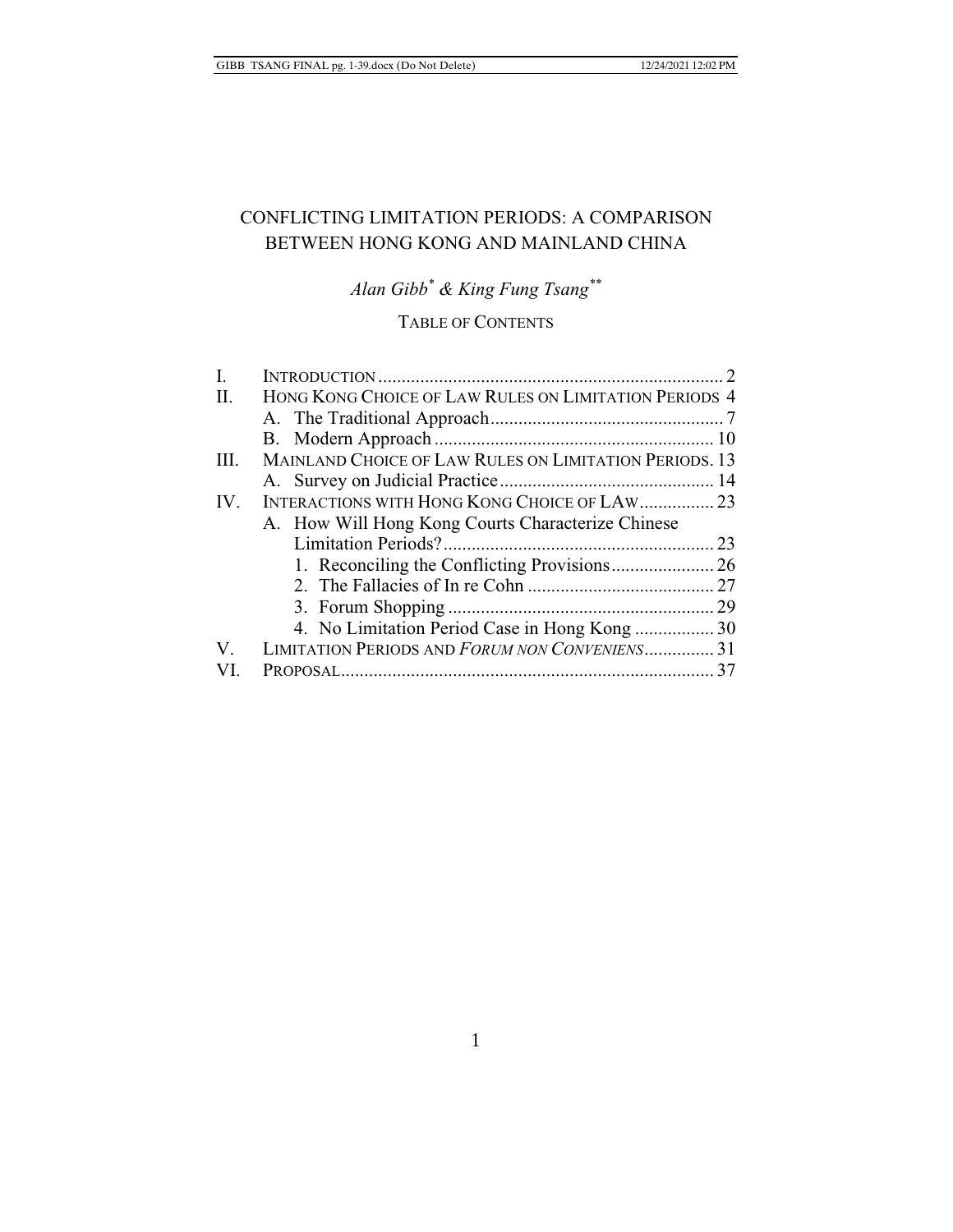# CONFLICTING LIMITATION PERIODS: A COMPARISON BETWEEN HONG KONG AND MAINLAND CHINA

*Alan Gibb*[*] *& King Fung Tsang*[**]

## TABLE OF CONTENTS

I. INTRODUCTION .......... 2

II. HONG KONG CHOICE OF LAW RULES ON LIMITATION PERIODS .......... 4

  A. The Traditional Approach .......... 7

  B. Modern Approach .......... 10

III. MAINLAND CHOICE OF LAW RULES ON LIMITATION PERIODS .......... 13

  A. Survey on Judicial Practice .......... 14

IV. INTERACTIONS WITH HONG KONG CHOICE OF LAW .......... 23

  A. How Will Hong Kong Courts Characterize Chinese Limitation Periods? .......... 23

    1. Reconciling the Conflicting Provisions .......... 26

    2. The Fallacies of In re Cohn .......... 27

    3. Forum Shopping .......... 29

    4. No Limitation Period Case in Hong Kong .......... 30

V. LIMITATION PERIODS AND *FORUM NON CONVENIENS* .......... 31

VI. PROPOSAL .......... 37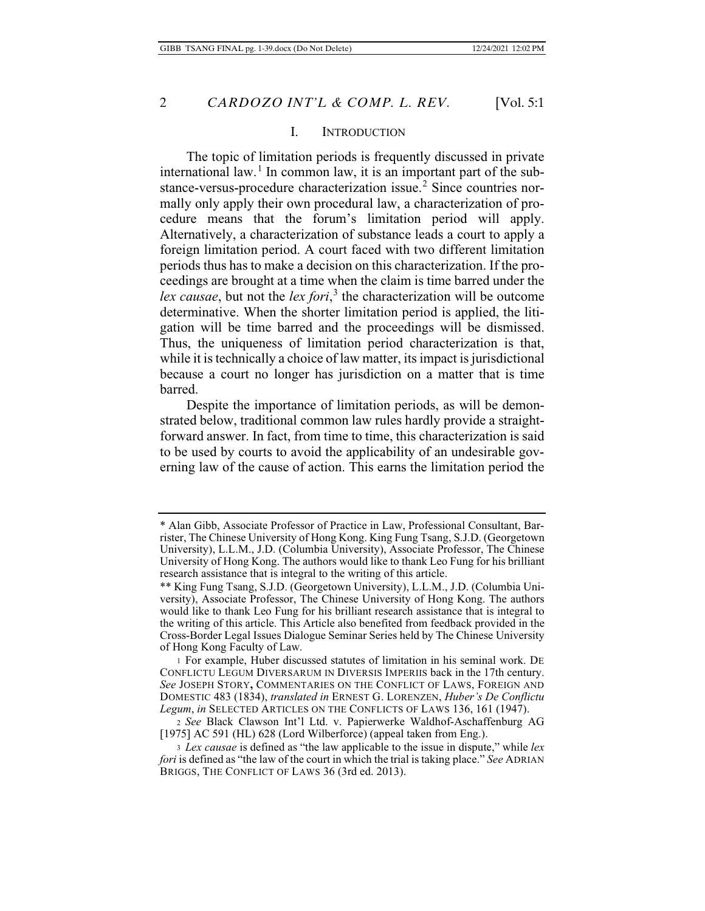## I. INTRODUCTION

The topic of limitation periods is frequently discussed in private international law.[1] In common law, it is an important part of the substance-versus-procedure characterization issue.[2] Since countries normally only apply their own procedural law, a characterization of procedure means that the forum's limitation period will apply. Alternatively, a characterization of substance leads a court to apply a foreign limitation period. A court faced with two different limitation periods thus has to make a decision on this characterization. If the proceedings are brought at a time when the claim is time barred under the *lex causae*, but not the *lex fori*,[3] the characterization will be outcome determinative. When the shorter limitation period is applied, the litigation will be time barred and the proceedings will be dismissed. Thus, the uniqueness of limitation period characterization is that, while it is technically a choice of law matter, its impact is jurisdictional because a court no longer has jurisdiction on a matter that is time barred.

Despite the importance of limitation periods, as will be demonstrated below, traditional common law rules hardly provide a straightforward answer. In fact, from time to time, this characterization is said to be used by courts to avoid the applicability of an undesirable governing law of the cause of action. This earns the limitation period the

---

\* Alan Gibb, Associate Professor of Practice in Law, Professional Consultant, Barrister, The Chinese University of Hong Kong. King Fung Tsang, S.J.D. (Georgetown University), LL.M., J.D. (Columbia University), Associate Professor, The Chinese University of Hong Kong. The authors would like to thank Leo Fung for his brilliant research assistance that is integral to the writing of this article.

\*\* King Fung Tsang, S.J.D. (Georgetown University), L.L.M., J.D. (Columbia University), Associate Professor, The Chinese University of Hong Kong. The authors would like to thank Leo Fung for his brilliant research assistance that is integral to the writing of this article. This Article also benefited from feedback provided in the Cross-Border Legal Issues Dialogue Seminar Series held by The Chinese University of Hong Kong Faculty of Law.

[1] For example, Huber discussed statutes of limitation in his seminal work. DE CONFLICTU LEGUM DIVERSARUM IN DIVERSIS IMPERIIS back in the 17th century. *See* JOSEPH STORY, COMMENTARIES ON THE CONFLICT OF LAWS, FOREIGN AND DOMESTIC 483 (1834), *translated in* ERNEST G. LORENZEN, *Huber's De Conflictu Legum*, *in* SELECTED ARTICLES ON THE CONFLICTS OF LAWS 136, 161 (1947).

[2] *See* Black Clawson Int'l Ltd. v. Papierwerke Waldhof-Aschaffenburg AG [1975] AC 591 (HL) 628 (Lord Wilberforce) (appeal taken from Eng.).

[3] *Lex causae* is defined as "the law applicable to the issue in dispute," while *lex fori* is defined as "the law of the court in which the trial is taking place." *See* ADRIAN BRIGGS, THE CONFLICT OF LAWS 36 (3rd ed. 2013).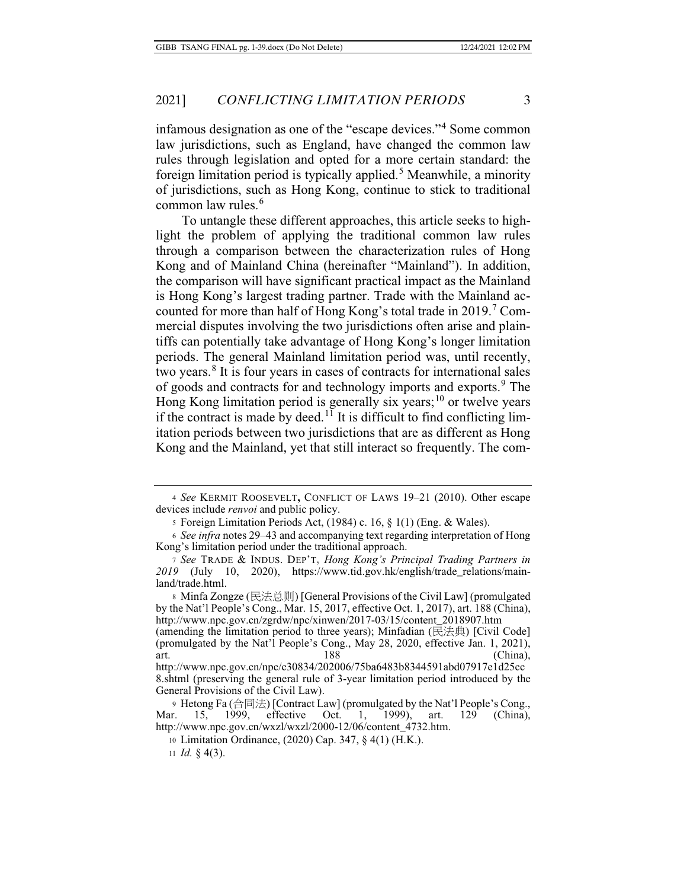infamous designation as one of the "escape devices."[4] Some common law jurisdictions, such as England, have changed the common law rules through legislation and opted for a more certain standard: the foreign limitation period is typically applied.[5] Meanwhile, a minority of jurisdictions, such as Hong Kong, continue to stick to traditional common law rules.[6]

To untangle these different approaches, this article seeks to highlight the problem of applying the traditional common law rules through a comparison between the characterization rules of Hong Kong and of Mainland China (hereinafter "Mainland"). In addition, the comparison will have significant practical impact as the Mainland is Hong Kong's largest trading partner. Trade with the Mainland accounted for more than half of Hong Kong's total trade in 2019.[7] Commercial disputes involving the two jurisdictions often arise and plaintiffs can potentially take advantage of Hong Kong's longer limitation periods. The general Mainland limitation period was, until recently, two years.[8] It is four years in cases of contracts for international sales of goods and contracts for and technology imports and exports.[9] The Hong Kong limitation period is generally six years;[10] or twelve years if the contract is made by deed.[11] It is difficult to find conflicting limitation periods between two jurisdictions that are as different as Hong Kong and the Mainland, yet that still interact so frequently. The com-

---

4 *See* KERMIT ROOSEVELT, CONFLICT OF LAWS 19–21 (2010). Other escape devices include *renvoi* and public policy.

5 Foreign Limitation Periods Act, (1984) c. 16, § 1(1) (Eng. & Wales).

6 *See infra* notes 29–43 and accompanying text regarding interpretation of Hong Kong's limitation period under the traditional approach.

7 *See* TRADE & INDUS. DEP'T, *Hong Kong's Principal Trading Partners in 2019* (July 10, 2020), https://www.tid.gov.hk/english/trade_relations/mainland/trade.html.

8 Minfa Zongze (民法总则) [General Provisions of the Civil Law] (promulgated by the Nat'l People's Cong., Mar. 15, 2017, effective Oct. 1, 2017), art. 188 (China), http://www.npc.gov.cn/zgrdw/npc/xinwen/2017-03/15/content_2018907.htm (amending the limitation period to three years); Minfadian (民法典) [Civil Code] (promulgated by the Nat'l People's Cong., May 28, 2020, effective Jan. 1, 2021), art. 188 (China), http://www.npc.gov.cn/npc/c30834/202006/75ba6483b8344591abd07917e1d25cc8.shtml (preserving the general rule of 3-year limitation period introduced by the General Provisions of the Civil Law).

9 Hetong Fa (合同法) [Contract Law] (promulgated by the Nat'l People's Cong., Mar. 15, 1999, effective Oct. 1, 1999), art. 129 (China), http://www.npc.gov.cn/wxzl/wxzl/2000-12/06/content_4732.htm.

10 Limitation Ordinance, (2020) Cap. 347, § 4(1) (H.K.).

11 *Id.* § 4(3).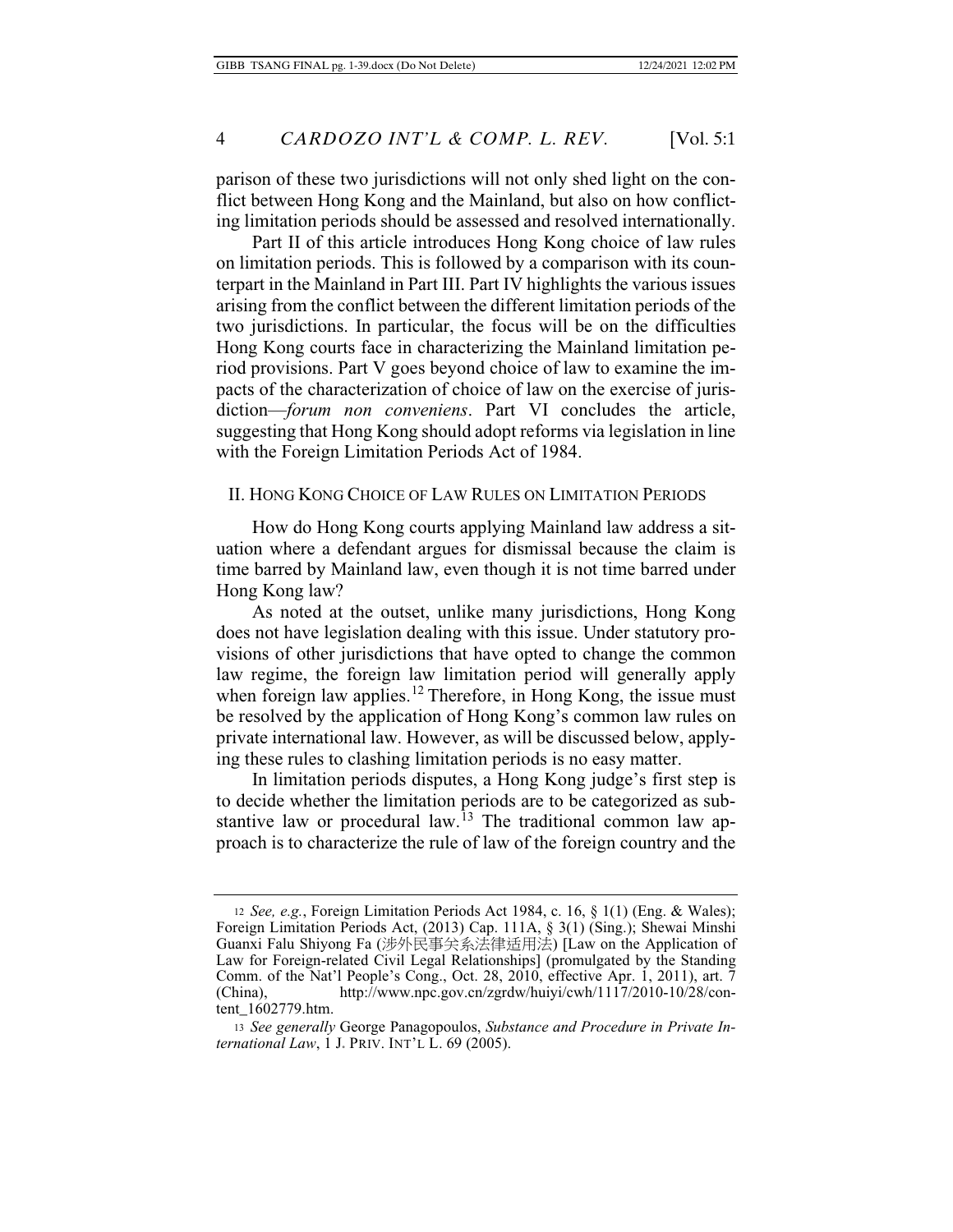parison of these two jurisdictions will not only shed light on the conflict between Hong Kong and the Mainland, but also on how conflicting limitation periods should be assessed and resolved internationally.

Part II of this article introduces Hong Kong choice of law rules on limitation periods. This is followed by a comparison with its counterpart in the Mainland in Part III. Part IV highlights the various issues arising from the conflict between the different limitation periods of the two jurisdictions. In particular, the focus will be on the difficulties Hong Kong courts face in characterizing the Mainland limitation period provisions. Part V goes beyond choice of law to examine the impacts of the characterization of choice of law on the exercise of jurisdiction—*forum non conveniens*. Part VI concludes the article, suggesting that Hong Kong should adopt reforms via legislation in line with the Foreign Limitation Periods Act of 1984.

## II. Hong Kong Choice of Law Rules on Limitation Periods

How do Hong Kong courts applying Mainland law address a situation where a defendant argues for dismissal because the claim is time barred by Mainland law, even though it is not time barred under Hong Kong law?

As noted at the outset, unlike many jurisdictions, Hong Kong does not have legislation dealing with this issue. Under statutory provisions of other jurisdictions that have opted to change the common law regime, the foreign law limitation period will generally apply when foreign law applies.[12] Therefore, in Hong Kong, the issue must be resolved by the application of Hong Kong's common law rules on private international law. However, as will be discussed below, applying these rules to clashing limitation periods is no easy matter.

In limitation periods disputes, a Hong Kong judge's first step is to decide whether the limitation periods are to be categorized as substantive law or procedural law.[13] The traditional common law approach is to characterize the rule of law of the foreign country and the

---

12 *See, e.g.*, Foreign Limitation Periods Act 1984, c. 16, § 1(1) (Eng. & Wales); Foreign Limitation Periods Act, (2013) Cap. 111A, § 3(1) (Sing.); Shewai Minshi Guanxi Falu Shiyong Fa (涉外民事关系法律适用法) [Law on the Application of Law for Foreign-related Civil Legal Relationships] (promulgated by the Standing Comm. of the Nat'l People's Cong., Oct. 28, 2010, effective Apr. 1, 2011), art. 7 (China), http://www.npc.gov.cn/zgrdw/huiyi/cwh/1117/2010-10/28/content_1602779.htm.

13 *See generally* George Panagopoulos, *Substance and Procedure in Private International Law*, 1 J. PRIV. INT'L L. 69 (2005).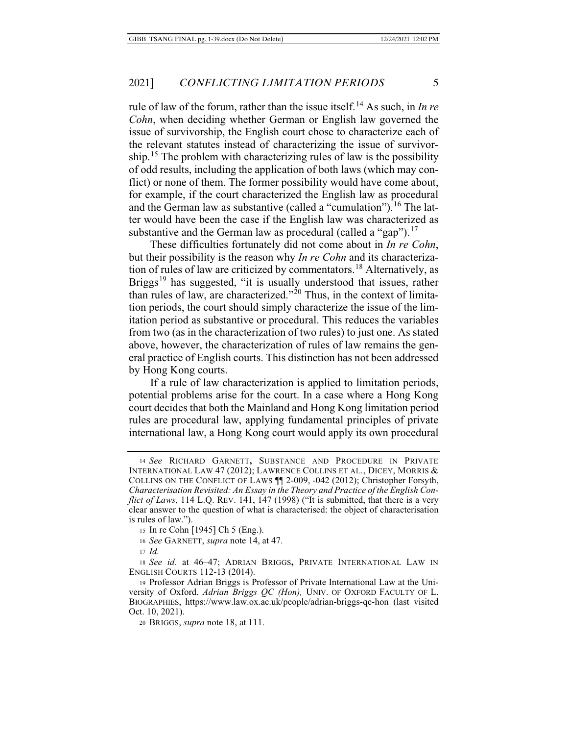rule of law of the forum, rather than the issue itself.[14] As such, in *In re Cohn*, when deciding whether German or English law governed the issue of survivorship, the English court chose to characterize each of the relevant statutes instead of characterizing the issue of survivorship.[15] The problem with characterizing rules of law is the possibility of odd results, including the application of both laws (which may conflict) or none of them. The former possibility would have come about, for example, if the court characterized the English law as procedural and the German law as substantive (called a "cumulation").[16] The latter would have been the case if the English law was characterized as substantive and the German law as procedural (called a "gap").[17]

These difficulties fortunately did not come about in *In re Cohn*, but their possibility is the reason why *In re Cohn* and its characterization of rules of law are criticized by commentators.[18] Alternatively, as Briggs[19] has suggested, "it is usually understood that issues, rather than rules of law, are characterized."[20] Thus, in the context of limitation periods, the court should simply characterize the issue of the limitation period as substantive or procedural. This reduces the variables from two (as in the characterization of two rules) to just one. As stated above, however, the characterization of rules of law remains the general practice of English courts. This distinction has not been addressed by Hong Kong courts.

If a rule of law characterization is applied to limitation periods, potential problems arise for the court. In a case where a Hong Kong court decides that both the Mainland and Hong Kong limitation period rules are procedural law, applying fundamental principles of private international law, a Hong Kong court would apply its own procedural

---

14 *See* RICHARD GARNETT, SUBSTANCE AND PROCEDURE IN PRIVATE INTERNATIONAL LAW 47 (2012); LAWRENCE COLLINS ET AL., DICEY, MORRIS & COLLINS ON THE CONFLICT OF LAWS ¶¶ 2-009, -042 (2012); Christopher Forsyth, *Characterisation Revisited: An Essay in the Theory and Practice of the English Conflict of Laws*, 114 L.Q. REV. 141, 147 (1998) ("It is submitted, that there is a very clear answer to the question of what is characterised: the object of characterisation is rules of law.").

15 In re Cohn [1945] Ch 5 (Eng.).

16 *See* GARNETT, *supra* note 14, at 47.

17 *Id.*

18 *See id.* at 46–47; ADRIAN BRIGGS, PRIVATE INTERNATIONAL LAW IN ENGLISH COURTS 112-13 (2014).

19 Professor Adrian Briggs is Professor of Private International Law at the University of Oxford. *Adrian Briggs QC (Hon),* UNIV. OF OXFORD FACULTY OF L. BIOGRAPHIES, https://www.law.ox.ac.uk/people/adrian-briggs-qc-hon (last visited Oct. 10, 2021).

20 BRIGGS, *supra* note 18, at 111.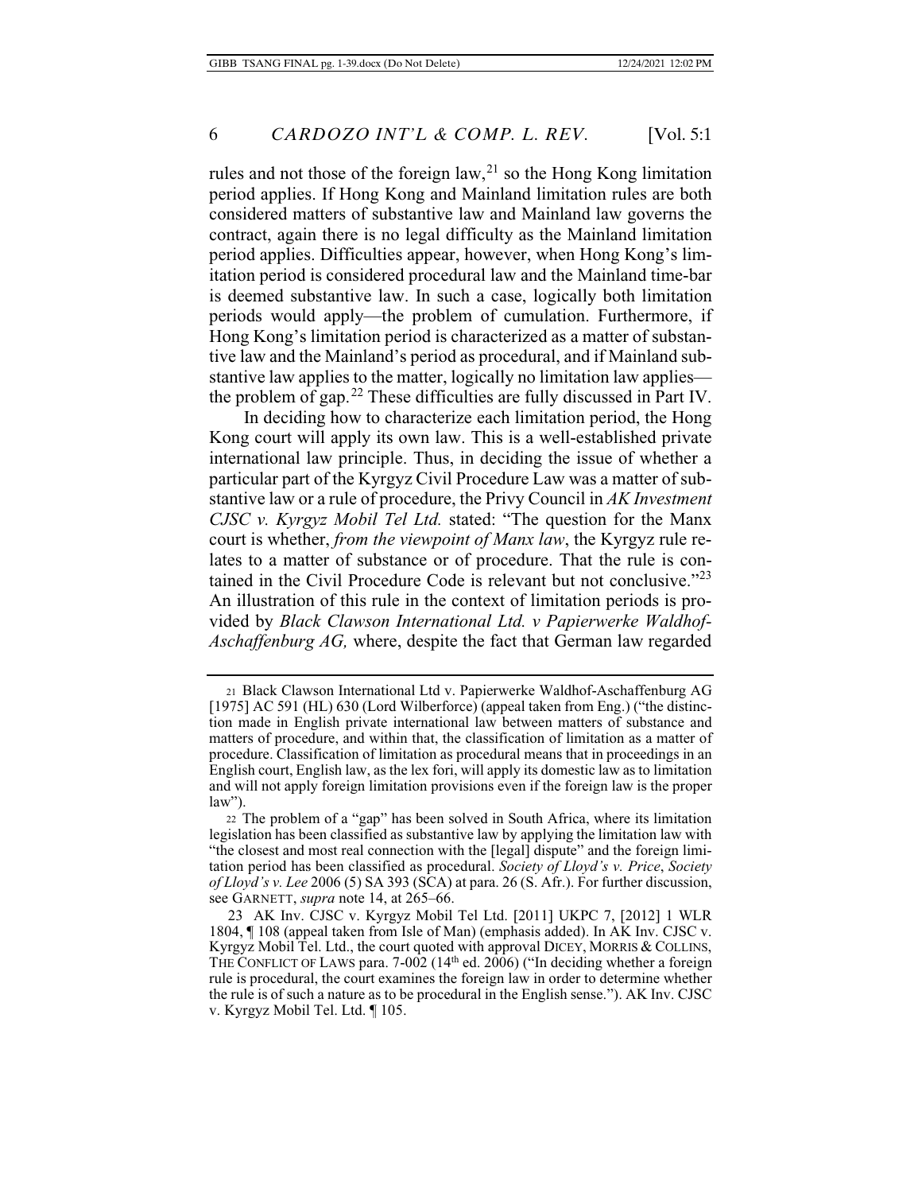rules and not those of the foreign law,[21] so the Hong Kong limitation period applies. If Hong Kong and Mainland limitation rules are both considered matters of substantive law and Mainland law governs the contract, again there is no legal difficulty as the Mainland limitation period applies. Difficulties appear, however, when Hong Kong's limitation period is considered procedural law and the Mainland time-bar is deemed substantive law. In such a case, logically both limitation periods would apply—the problem of cumulation. Furthermore, if Hong Kong's limitation period is characterized as a matter of substantive law and the Mainland's period as procedural, and if Mainland substantive law applies to the matter, logically no limitation law applies—the problem of gap.[22] These difficulties are fully discussed in Part IV.

In deciding how to characterize each limitation period, the Hong Kong court will apply its own law. This is a well-established private international law principle. Thus, in deciding the issue of whether a particular part of the Kyrgyz Civil Procedure Law was a matter of substantive law or a rule of procedure, the Privy Council in *AK Investment CJSC v. Kyrgyz Mobil Tel Ltd.* stated: "The question for the Manx court is whether, *from the viewpoint of Manx law*, the Kyrgyz rule relates to a matter of substance or of procedure. That the rule is contained in the Civil Procedure Code is relevant but not conclusive."[23] An illustration of this rule in the context of limitation periods is provided by *Black Clawson International Ltd. v Papierwerke Waldhof-Aschaffenburg AG,* where, despite the fact that German law regarded

---

21 Black Clawson International Ltd v. Papierwerke Waldhof-Aschaffenburg AG [1975] AC 591 (HL) 630 (Lord Wilberforce) (appeal taken from Eng.) ("the distinction made in English private international law between matters of substance and matters of procedure, and within that, the classification of limitation as a matter of procedure. Classification of limitation as procedural means that in proceedings in an English court, English law, as the lex fori, will apply its domestic law as to limitation and will not apply foreign limitation provisions even if the foreign law is the proper law").

22 The problem of a "gap" has been solved in South Africa, where its limitation legislation has been classified as substantive law by applying the limitation law with "the closest and most real connection with the [legal] dispute" and the foreign limitation period has been classified as procedural. *Society of Lloyd's v. Price*, *Society of Lloyd's v. Lee* 2006 (5) SA 393 (SCA) at para. 26 (S. Afr.). For further discussion, see GARNETT, *supra* note 14, at 265–66.

23 AK Inv. CJSC v. Kyrgyz Mobil Tel Ltd. [2011] UKPC 7, [2012] 1 WLR 1804, ¶ 108 (appeal taken from Isle of Man) (emphasis added). In AK Inv. CJSC v. Kyrgyz Mobil Tel. Ltd., the court quoted with approval DICEY, MORRIS & COLLINS, THE CONFLICT OF LAWS para. 7-002 (14th ed. 2006) ("In deciding whether a foreign rule is procedural, the court examines the foreign law in order to determine whether the rule is of such a nature as to be procedural in the English sense."). AK Inv. CJSC v. Kyrgyz Mobil Tel. Ltd. ¶ 105.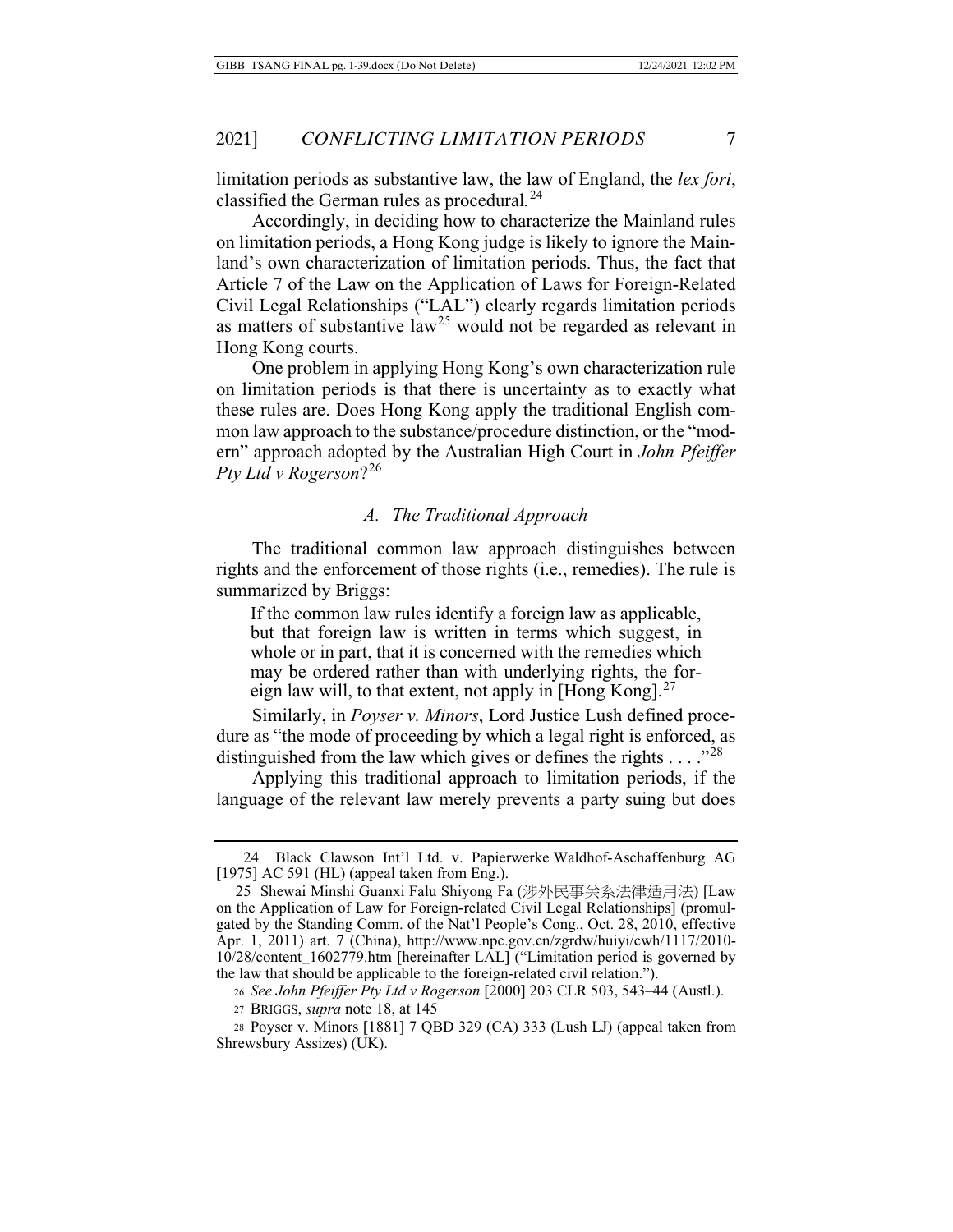limitation periods as substantive law, the law of England, the *lex fori*, classified the German rules as procedural.[24]

Accordingly, in deciding how to characterize the Mainland rules on limitation periods, a Hong Kong judge is likely to ignore the Mainland's own characterization of limitation periods. Thus, the fact that Article 7 of the Law on the Application of Laws for Foreign-Related Civil Legal Relationships ("LAL") clearly regards limitation periods as matters of substantive law[25] would not be regarded as relevant in Hong Kong courts.

One problem in applying Hong Kong's own characterization rule on limitation periods is that there is uncertainty as to exactly what these rules are. Does Hong Kong apply the traditional English common law approach to the substance/procedure distinction, or the "modern" approach adopted by the Australian High Court in *John Pfeiffer Pty Ltd v Rogerson*?[26]

### *A. The Traditional Approach*

The traditional common law approach distinguishes between rights and the enforcement of those rights (i.e., remedies). The rule is summarized by Briggs:

> If the common law rules identify a foreign law as applicable, but that foreign law is written in terms which suggest, in whole or in part, that it is concerned with the remedies which may be ordered rather than with underlying rights, the foreign law will, to that extent, not apply in [Hong Kong].[27]

Similarly, in *Poyser v. Minors*, Lord Justice Lush defined procedure as "the mode of proceeding by which a legal right is enforced, as distinguished from the law which gives or defines the rights . . . ."[28]

Applying this traditional approach to limitation periods, if the language of the relevant law merely prevents a party suing but does

---

24 Black Clawson Int'l Ltd. v. Papierwerke Waldhof-Aschaffenburg AG [1975] AC 591 (HL) (appeal taken from Eng.).

25 Shewai Minshi Guanxi Falu Shiyong Fa (涉外民事关系法律适用法) [Law on the Application of Law for Foreign-related Civil Legal Relationships] (promulgated by the Standing Comm. of the Nat'l People's Cong., Oct. 28, 2010, effective Apr. 1, 2011) art. 7 (China), http://www.npc.gov.cn/zgrdw/huiyi/cwh/1117/2010-10/28/content_1602779.htm [hereinafter LAL] ("Limitation period is governed by the law that should be applicable to the foreign-related civil relation.").

26 *See John Pfeiffer Pty Ltd v Rogerson* [2000] 203 CLR 503, 543–44 (Austl.).

27 BRIGGS, *supra* note 18, at 145

28 Poyser v. Minors [1881] 7 QBD 329 (CA) 333 (Lush LJ) (appeal taken from Shrewsbury Assizes) (UK).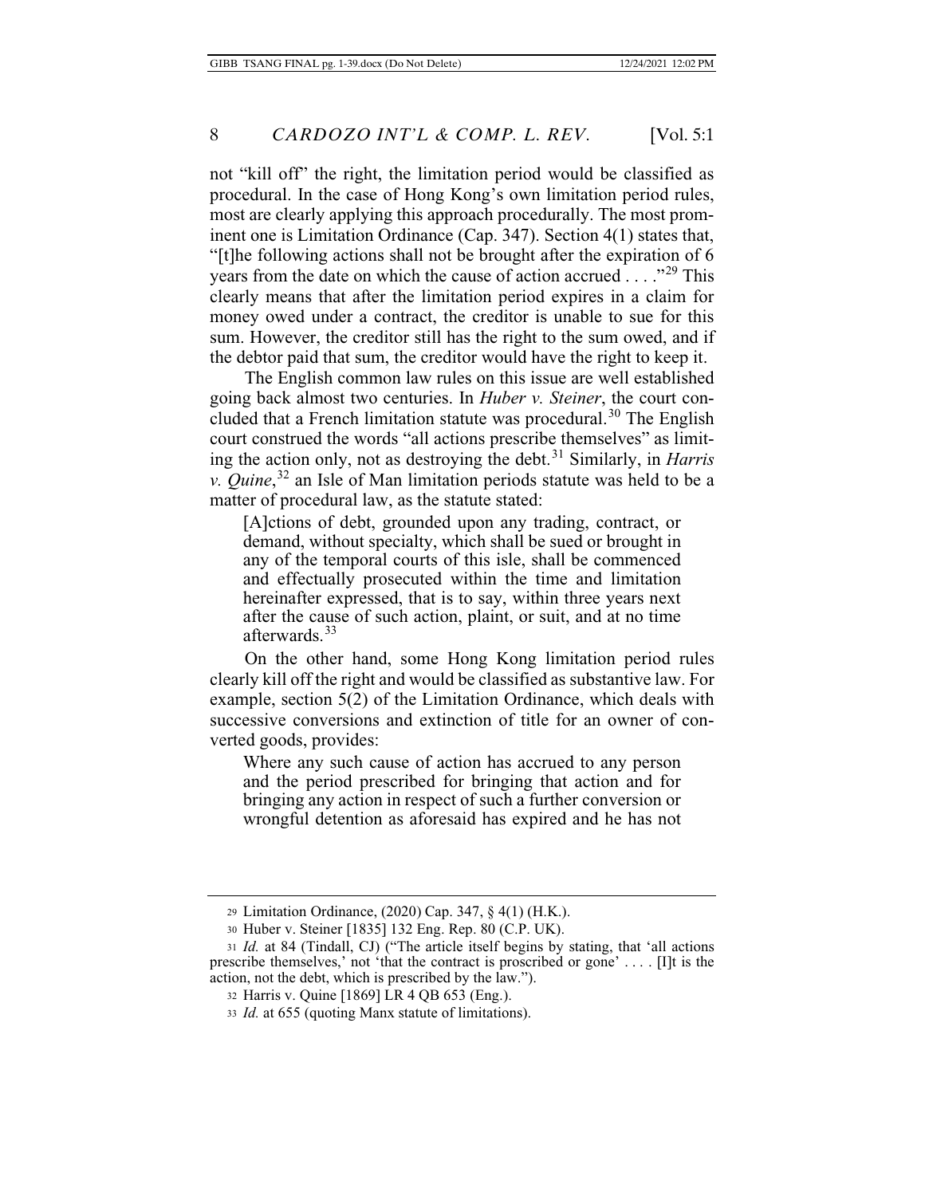not "kill off" the right, the limitation period would be classified as procedural. In the case of Hong Kong's own limitation period rules, most are clearly applying this approach procedurally. The most prominent one is Limitation Ordinance (Cap. 347). Section 4(1) states that, "[t]he following actions shall not be brought after the expiration of 6 years from the date on which the cause of action accrued . . . ."[29] This clearly means that after the limitation period expires in a claim for money owed under a contract, the creditor is unable to sue for this sum. However, the creditor still has the right to the sum owed, and if the debtor paid that sum, the creditor would have the right to keep it.

The English common law rules on this issue are well established going back almost two centuries. In *Huber v. Steiner*, the court concluded that a French limitation statute was procedural.[30] The English court construed the words "all actions prescribe themselves" as limiting the action only, not as destroying the debt.[31] Similarly, in *Harris v. Quine*,[32] an Isle of Man limitation periods statute was held to be a matter of procedural law, as the statute stated:

> [A]ctions of debt, grounded upon any trading, contract, or demand, without specialty, which shall be sued or brought in any of the temporal courts of this isle, shall be commenced and effectually prosecuted within the time and limitation hereinafter expressed, that is to say, within three years next after the cause of such action, plaint, or suit, and at no time afterwards.[33]

On the other hand, some Hong Kong limitation period rules clearly kill off the right and would be classified as substantive law. For example, section 5(2) of the Limitation Ordinance, which deals with successive conversions and extinction of title for an owner of converted goods, provides:

> Where any such cause of action has accrued to any person and the period prescribed for bringing that action and for bringing any action in respect of such a further conversion or wrongful detention as aforesaid has expired and he has not

---

29 Limitation Ordinance, (2020) Cap. 347, § 4(1) (H.K.).

30 Huber v. Steiner [1835] 132 Eng. Rep. 80 (C.P. UK).

31 *Id.* at 84 (Tindall, CJ) ("The article itself begins by stating, that 'all actions prescribe themselves,' not 'that the contract is proscribed or gone' . . . . [I]t is the action, not the debt, which is prescribed by the law.").

32 Harris v. Quine [1869] LR 4 QB 653 (Eng.).

33 *Id.* at 655 (quoting Manx statute of limitations).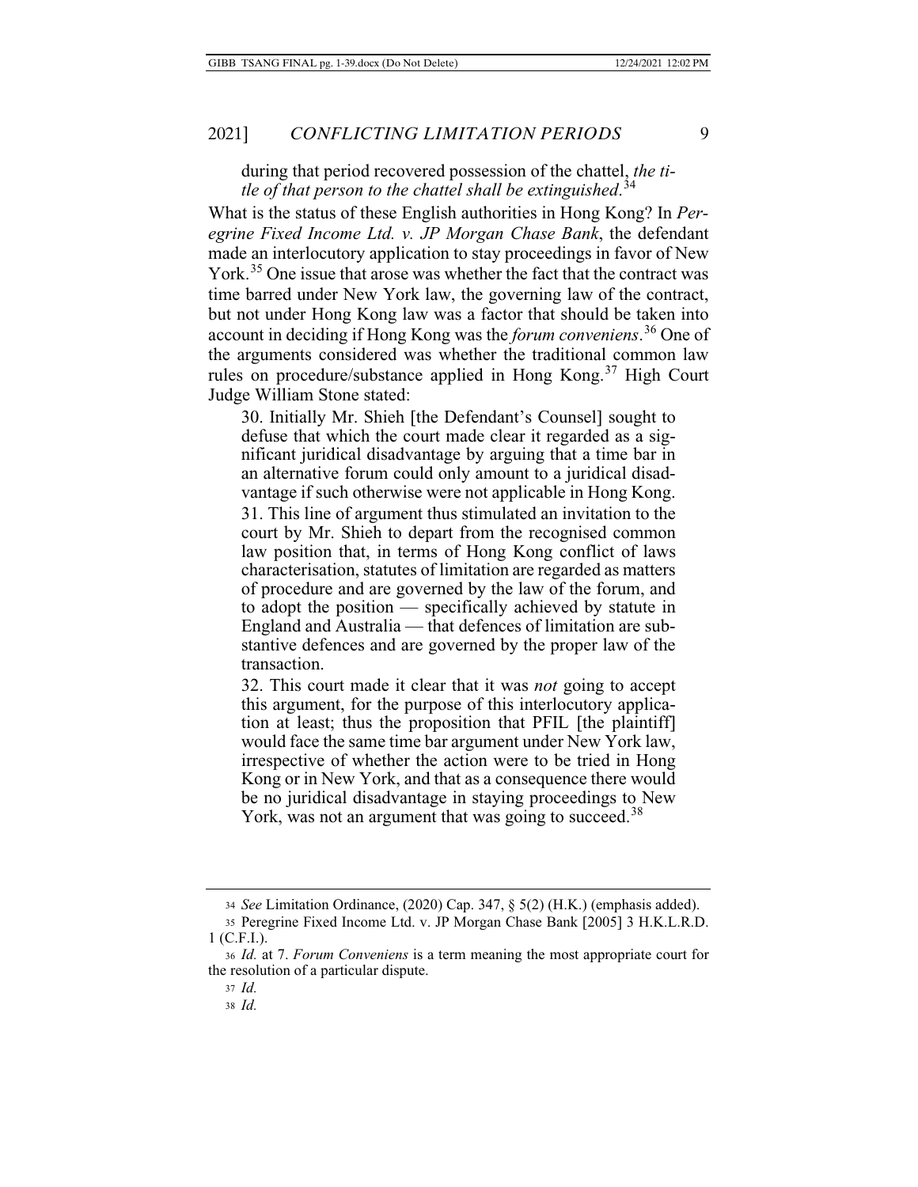during that period recovered possession of the chattel, *the title of that person to the chattel shall be extinguished*.[34]

What is the status of these English authorities in Hong Kong? In *Peregrine Fixed Income Ltd. v. JP Morgan Chase Bank*, the defendant made an interlocutory application to stay proceedings in favor of New York.[35] One issue that arose was whether the fact that the contract was time barred under New York law, the governing law of the contract, but not under Hong Kong law was a factor that should be taken into account in deciding if Hong Kong was the *forum conveniens*.[36] One of the arguments considered was whether the traditional common law rules on procedure/substance applied in Hong Kong.[37] High Court Judge William Stone stated:

> 30. Initially Mr. Shieh [the Defendant's Counsel] sought to defuse that which the court made clear it regarded as a significant juridical disadvantage by arguing that a time bar in an alternative forum could only amount to a juridical disadvantage if such otherwise were not applicable in Hong Kong.
>
> 31. This line of argument thus stimulated an invitation to the court by Mr. Shieh to depart from the recognised common law position that, in terms of Hong Kong conflict of laws characterisation, statutes of limitation are regarded as matters of procedure and are governed by the law of the forum, and to adopt the position — specifically achieved by statute in England and Australia — that defences of limitation are substantive defences and are governed by the proper law of the transaction.
>
> 32. This court made it clear that it was *not* going to accept this argument, for the purpose of this interlocutory application at least; thus the proposition that PFIL [the plaintiff] would face the same time bar argument under New York law, irrespective of whether the action were to be tried in Hong Kong or in New York, and that as a consequence there would be no juridical disadvantage in staying proceedings to New York, was not an argument that was going to succeed.[38]

---

34 *See* Limitation Ordinance, (2020) Cap. 347, § 5(2) (H.K.) (emphasis added).

35 Peregrine Fixed Income Ltd. v. JP Morgan Chase Bank [2005] 3 H.K.L.R.D. 1 (C.F.I.).

36 *Id.* at 7. *Forum Conveniens* is a term meaning the most appropriate court for the resolution of a particular dispute.

37 *Id.*

38 *Id.*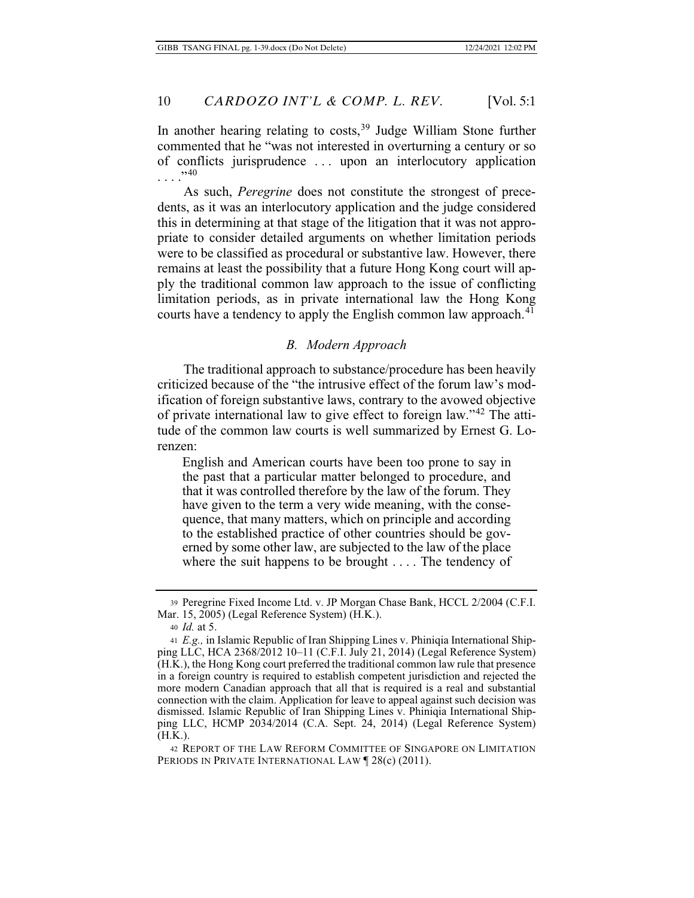In another hearing relating to costs,[39] Judge William Stone further commented that he "was not interested in overturning a century or so of conflicts jurisprudence . . . upon an interlocutory application . . . ."[40]

As such, *Peregrine* does not constitute the strongest of precedents, as it was an interlocutory application and the judge considered this in determining at that stage of the litigation that it was not appropriate to consider detailed arguments on whether limitation periods were to be classified as procedural or substantive law. However, there remains at least the possibility that a future Hong Kong court will apply the traditional common law approach to the issue of conflicting limitation periods, as in private international law the Hong Kong courts have a tendency to apply the English common law approach.[41]

### *B. Modern Approach*

The traditional approach to substance/procedure has been heavily criticized because of the "the intrusive effect of the forum law's modification of foreign substantive laws, contrary to the avowed objective of private international law to give effect to foreign law."[42] The attitude of the common law courts is well summarized by Ernest G. Lorenzen:

> English and American courts have been too prone to say in the past that a particular matter belonged to procedure, and that it was controlled therefore by the law of the forum. They have given to the term a very wide meaning, with the consequence, that many matters, which on principle and according to the established practice of other countries should be governed by some other law, are subjected to the law of the place where the suit happens to be brought . . . . The tendency of

---

39 Peregrine Fixed Income Ltd. v. JP Morgan Chase Bank, HCCL 2/2004 (C.F.I. Mar. 15, 2005) (Legal Reference System) (H.K.).

40 *Id.* at 5.

41 *E.g.,* in Islamic Republic of Iran Shipping Lines v. Phiniqia International Shipping LLC, HCA 2368/2012 10–11 (C.F.I. July 21, 2014) (Legal Reference System) (H.K.), the Hong Kong court preferred the traditional common law rule that presence in a foreign country is required to establish competent jurisdiction and rejected the more modern Canadian approach that all that is required is a real and substantial connection with the claim. Application for leave to appeal against such decision was dismissed. Islamic Republic of Iran Shipping Lines v. Phiniqia International Shipping LLC, HCMP 2034/2014 (C.A. Sept. 24, 2014) (Legal Reference System) (H.K.).

42 REPORT OF THE LAW REFORM COMMITTEE OF SINGAPORE ON LIMITATION PERIODS IN PRIVATE INTERNATIONAL LAW ¶ 28(c) (2011).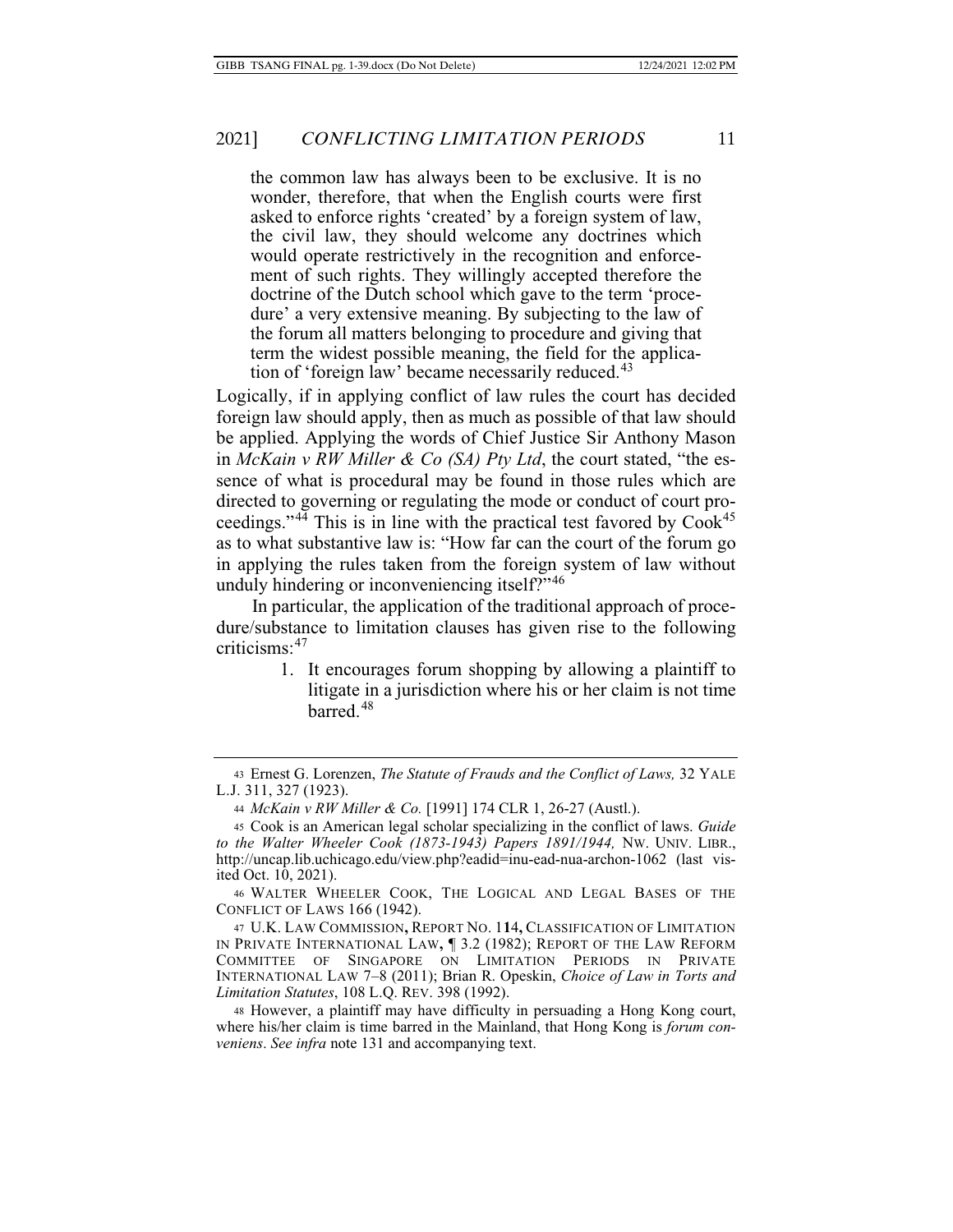> the common law has always been to be exclusive. It is no wonder, therefore, that when the English courts were first asked to enforce rights 'created' by a foreign system of law, the civil law, they should welcome any doctrines which would operate restrictively in the recognition and enforcement of such rights. They willingly accepted therefore the doctrine of the Dutch school which gave to the term 'procedure' a very extensive meaning. By subjecting to the law of the forum all matters belonging to procedure and giving that term the widest possible meaning, the field for the application of 'foreign law' became necessarily reduced.[43]

Logically, if in applying conflict of law rules the court has decided foreign law should apply, then as much as possible of that law should be applied. Applying the words of Chief Justice Sir Anthony Mason in *McKain v RW Miller & Co (SA) Pty Ltd*, the court stated, "the essence of what is procedural may be found in those rules which are directed to governing or regulating the mode or conduct of court proceedings."[44] This is in line with the practical test favored by Cook[45] as to what substantive law is: "How far can the court of the forum go in applying the rules taken from the foreign system of law without unduly hindering or inconveniencing itself?"[46]

In particular, the application of the traditional approach of procedure/substance to limitation clauses has given rise to the following criticisms:[47]

1. It encourages forum shopping by allowing a plaintiff to litigate in a jurisdiction where his or her claim is not time barred.[48]

---

43 Ernest G. Lorenzen, *The Statute of Frauds and the Conflict of Laws,* 32 YALE L.J. 311, 327 (1923).

44 *McKain v RW Miller & Co.* [1991] 174 CLR 1, 26-27 (Austl.).

45 Cook is an American legal scholar specializing in the conflict of laws. *Guide to the Walter Wheeler Cook (1873-1943) Papers 1891/1944,* NW. UNIV. LIBR., http://uncap.lib.uchicago.edu/view.php?eadid=inu-ead-nua-archon-1062 (last visited Oct. 10, 2021).

46 WALTER WHEELER COOK, THE LOGICAL AND LEGAL BASES OF THE CONFLICT OF LAWS 166 (1942).

47 U.K. LAW COMMISSION, REPORT NO. 114, CLASSIFICATION OF LIMITATION IN PRIVATE INTERNATIONAL LAW, ¶ 3.2 (1982); REPORT OF THE LAW REFORM COMMITTEE OF SINGAPORE ON LIMITATION PERIODS IN PRIVATE INTERNATIONAL LAW 7–8 (2011); Brian R. Opeskin, *Choice of Law in Torts and Limitation Statutes*, 108 L.Q. REV. 398 (1992).

48 However, a plaintiff may have difficulty in persuading a Hong Kong court, where his/her claim is time barred in the Mainland, that Hong Kong is *forum conveniens*. *See infra* note 131 and accompanying text.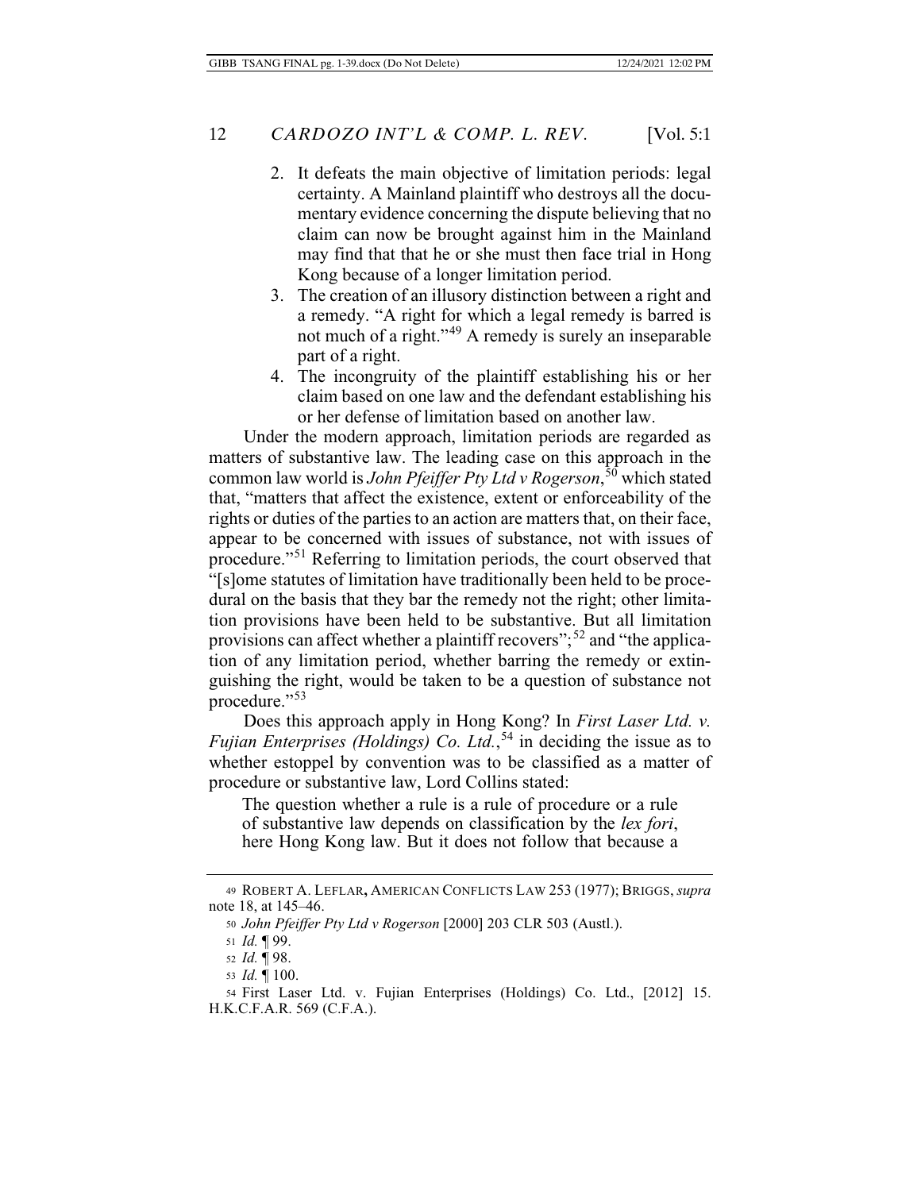2. It defeats the main objective of limitation periods: legal certainty. A Mainland plaintiff who destroys all the documentary evidence concerning the dispute believing that no claim can now be brought against him in the Mainland may find that that he or she must then face trial in Hong Kong because of a longer limitation period.
3. The creation of an illusory distinction between a right and a remedy. "A right for which a legal remedy is barred is not much of a right."[49] A remedy is surely an inseparable part of a right.
4. The incongruity of the plaintiff establishing his or her claim based on one law and the defendant establishing his or her defense of limitation based on another law.

Under the modern approach, limitation periods are regarded as matters of substantive law. The leading case on this approach in the common law world is *John Pfeiffer Pty Ltd v Rogerson*,[50] which stated that, "matters that affect the existence, extent or enforceability of the rights or duties of the parties to an action are matters that, on their face, appear to be concerned with issues of substance, not with issues of procedure."[51] Referring to limitation periods, the court observed that "[s]ome statutes of limitation have traditionally been held to be procedural on the basis that they bar the remedy not the right; other limitation provisions have been held to be substantive. But all limitation provisions can affect whether a plaintiff recovers";[52] and "the application of any limitation period, whether barring the remedy or extinguishing the right, would be taken to be a question of substance not procedure."[53]

Does this approach apply in Hong Kong? In *First Laser Ltd. v. Fujian Enterprises (Holdings) Co. Ltd.*,[54] in deciding the issue as to whether estoppel by convention was to be classified as a matter of procedure or substantive law, Lord Collins stated:

> The question whether a rule is a rule of procedure or a rule of substantive law depends on classification by the *lex fori*, here Hong Kong law. But it does not follow that because a

---

49 ROBERT A. LEFLAR, AMERICAN CONFLICTS LAW 253 (1977); BRIGGS, *supra* note 18, at 145–46.

50 *John Pfeiffer Pty Ltd v Rogerson* [2000] 203 CLR 503 (Austl.).

51 *Id.* ¶ 99.

52 *Id.* ¶ 98.

53 *Id.* ¶ 100.

54 First Laser Ltd. v. Fujian Enterprises (Holdings) Co. Ltd., [2012] 15. H.K.C.F.A.R. 569 (C.F.A.).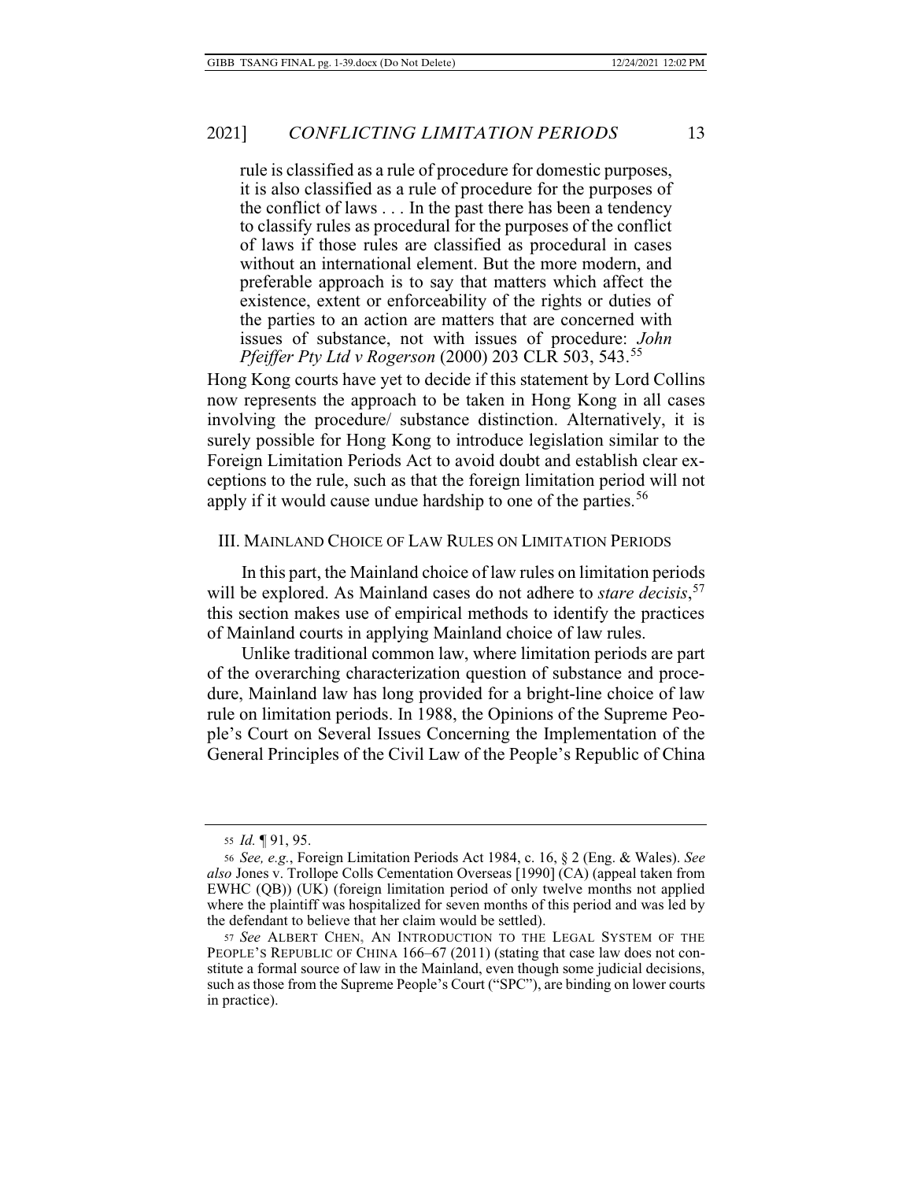> rule is classified as a rule of procedure for domestic purposes, it is also classified as a rule of procedure for the purposes of the conflict of laws . . . In the past there has been a tendency to classify rules as procedural for the purposes of the conflict of laws if those rules are classified as procedural in cases without an international element. But the more modern, and preferable approach is to say that matters which affect the existence, extent or enforceability of the rights or duties of the parties to an action are matters that are concerned with issues of substance, not with issues of procedure: *John Pfeiffer Pty Ltd v Rogerson* (2000) 203 CLR 503, 543.[55]

Hong Kong courts have yet to decide if this statement by Lord Collins now represents the approach to be taken in Hong Kong in all cases involving the procedure/ substance distinction. Alternatively, it is surely possible for Hong Kong to introduce legislation similar to the Foreign Limitation Periods Act to avoid doubt and establish clear exceptions to the rule, such as that the foreign limitation period will not apply if it would cause undue hardship to one of the parties.[56]

## III. MAINLAND CHOICE OF LAW RULES ON LIMITATION PERIODS

In this part, the Mainland choice of law rules on limitation periods will be explored. As Mainland cases do not adhere to *stare decisis*,[57] this section makes use of empirical methods to identify the practices of Mainland courts in applying Mainland choice of law rules.

Unlike traditional common law, where limitation periods are part of the overarching characterization question of substance and procedure, Mainland law has long provided for a bright-line choice of law rule on limitation periods. In 1988, the Opinions of the Supreme People's Court on Several Issues Concerning the Implementation of the General Principles of the Civil Law of the People's Republic of China

---

55 *Id.* ¶ 91, 95.

56 *See, e.g.*, Foreign Limitation Periods Act 1984, c. 16, § 2 (Eng. & Wales). *See also* Jones v. Trollope Colls Cementation Overseas [1990] (CA) (appeal taken from EWHC (QB)) (UK) (foreign limitation period of only twelve months not applied where the plaintiff was hospitalized for seven months of this period and was led by the defendant to believe that her claim would be settled).

57 *See* ALBERT CHEN, AN INTRODUCTION TO THE LEGAL SYSTEM OF THE PEOPLE'S REPUBLIC OF CHINA 166–67 (2011) (stating that case law does not constitute a formal source of law in the Mainland, even though some judicial decisions, such as those from the Supreme People's Court ("SPC"), are binding on lower courts in practice).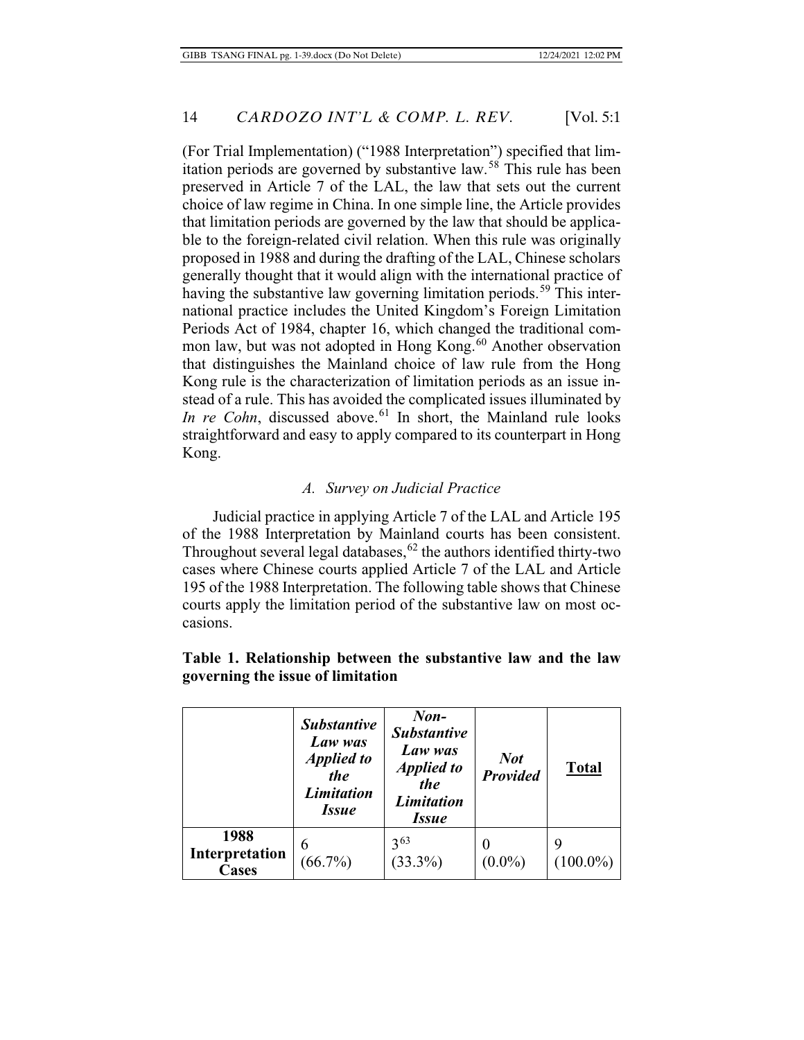(For Trial Implementation) ("1988 Interpretation") specified that limitation periods are governed by substantive law.[58] This rule has been preserved in Article 7 of the LAL, the law that sets out the current choice of law regime in China. In one simple line, the Article provides that limitation periods are governed by the law that should be applicable to the foreign-related civil relation. When this rule was originally proposed in 1988 and during the drafting of the LAL, Chinese scholars generally thought that it would align with the international practice of having the substantive law governing limitation periods.[59] This international practice includes the United Kingdom's Foreign Limitation Periods Act of 1984, chapter 16, which changed the traditional common law, but was not adopted in Hong Kong.[60] Another observation that distinguishes the Mainland choice of law rule from the Hong Kong rule is the characterization of limitation periods as an issue instead of a rule. This has avoided the complicated issues illuminated by *In re Cohn*, discussed above.[61] In short, the Mainland rule looks straightforward and easy to apply compared to its counterpart in Hong Kong.

### *A. Survey on Judicial Practice*

Judicial practice in applying Article 7 of the LAL and Article 195 of the 1988 Interpretation by Mainland courts has been consistent. Throughout several legal databases,[62] the authors identified thirty-two cases where Chinese courts applied Article 7 of the LAL and Article 195 of the 1988 Interpretation. The following table shows that Chinese courts apply the limitation period of the substantive law on most occasions.

**Table 1. Relationship between the substantive law and the law governing the issue of limitation**

| | ***Substantive Law was Applied to the Limitation Issue*** | ***Non-Substantive Law was Applied to the Limitation Issue*** | ***Not Provided*** | **Total** |
|---|---|---|---|---|
| **1988 Interpretation Cases** | 6 (66.7%) | 3[63] (33.3%) | 0 (0.0%) | 9 (100.0%) |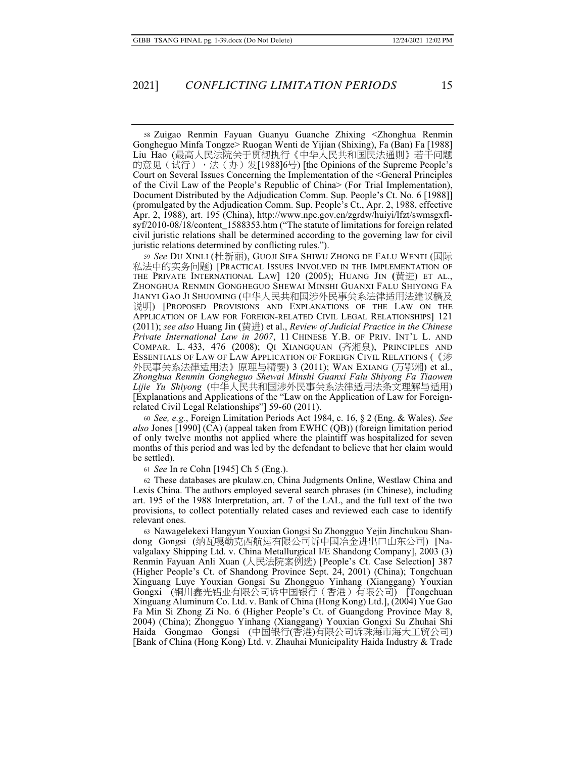58 Zuigao Renmin Fayuan Guanyu Guanche Zhixing <Zhonghua Renmin Gongheguo Minfa Tongze> Ruogan Wenti de Yijian (Shixing), Fa (Ban) Fa [1988] Liu Hao (最高人民法院关于贯彻执行《中华人民共和国民法通则》若干问题的意见（试行），法（办）发[1988]6号) [the Opinions of the Supreme People's Court on Several Issues Concerning the Implementation of the <General Principles of the Civil Law of the People's Republic of China> (For Trial Implementation), Document Distributed by the Adjudication Comm. Sup. People's Ct. No. 6 [1988]] (promulgated by the Adjudication Comm. Sup. People's Ct., Apr. 2, 1988, effective Apr. 2, 1988), art. 195 (China), http://www.npc.gov.cn/zgrdw/huiyi/lfzt/swmsgxfl-syf/2010-08/18/content_1588353.htm ("The statute of limitations for foreign related civil juristic relations shall be determined according to the governing law for civil juristic relations determined by conflicting rules.").

59 *See* DU XINLI (杜新丽), GUOJI SIFA SHIWU ZHONG DE FALU WENTI (国际私法中的实务问题) [PRACTICAL ISSUES INVOLVED IN THE IMPLEMENTATION OF THE PRIVATE INTERNATIONAL LAW] 120 (2005); HUANG JIN (黄进) ET AL., ZHONGHUA RENMIN GONGHEGUO SHEWAI MINSHI GUANXI FALU SHIYONG FA JIANYI GAO JI SHUOMING (中华人民共和国涉外民事关系法律适用法建议稿及说明) [PROPOSED PROVISIONS AND EXPLANATIONS OF THE LAW ON THE APPLICATION OF LAW FOR FOREIGN-RELATED CIVIL LEGAL RELATIONSHIPS] 121 (2011); *see also* Huang Jin (黄进) et al., *Review of Judicial Practice in the Chinese Private International Law in 2007*, 11 CHINESE Y.B. OF PRIV. INT'L L. AND COMPAR. L. 433, 476 (2008); QI XIANGQUAN (齐湘泉), PRINCIPLES AND ESSENTIALS OF LAW OF LAW APPLICATION OF FOREIGN CIVIL RELATIONS (《涉外民事关系法律适用法》原理与精要) 3 (2011); WAN EXIANG (万鄂湘) et al., *Zhonghua Renmin Gongheguo Shewai Minshi Guanxi Falu Shiyong Fa Tiaowen Lijie Yu Shiyong* (中华人民共和国涉外民事关系法律适用法条文理解与适用) [Explanations and Applications of the "Law on the Application of Law for Foreign-related Civil Legal Relationships"] 59-60 (2011).

60 *See, e.g.*, Foreign Limitation Periods Act 1984, c. 16, § 2 (Eng. & Wales). *See also* Jones [1990] (CA) (appeal taken from EWHC (QB)) (foreign limitation period of only twelve months not applied where the plaintiff was hospitalized for seven months of this period and was led by the defendant to believe that her claim would be settled).

61 *See* In re Cohn [1945] Ch 5 (Eng.).

62 These databases are pkulaw.cn, China Judgments Online, Westlaw China and Lexis China. The authors employed several search phrases (in Chinese), including art. 195 of the 1988 Interpretation, art. 7 of the LAL, and the full text of the two provisions, to collect potentially related cases and reviewed each case to identify relevant ones.

63 Nawagelekexi Hangyun Youxian Gongsi Su Zhongguo Yejin Jinchukou Shandong Gongsi (纳瓦嘎勒克西航运有限公司诉中国冶金进出口山东公司) [Navalgalaxy Shipping Ltd. v. China Metallurgical I/E Shandong Company], 2003 (3) Renmin Fayuan Anli Xuan (人民法院案例选) [People's Ct. Case Selection] 387 (Higher People's Ct. of Shandong Province Sept. 24, 2001) (China); Tongchuan Xinguang Luye Youxian Gongsi Su Zhongguo Yinhang (Xianggang) Youxian Gongxi (铜川鑫光铝业有限公司诉中国银行（香港）有限公司) [Tongchuan Xinguang Aluminum Co. Ltd. v. Bank of China (Hong Kong) Ltd.], (2004) Yue Gao Fa Min Si Zhong Zi No. 6 (Higher People's Ct. of Guangdong Province May 8, 2004) (China); Zhongguo Yinhang (Xianggang) Youxian Gongxi Su Zhuhai Shi Haida Gongmao Gongsi (中国银行(香港)有限公司诉珠海市海大工贸公司) [Bank of China (Hong Kong) Ltd. v. Zhauhai Municipality Haida Industry & Trade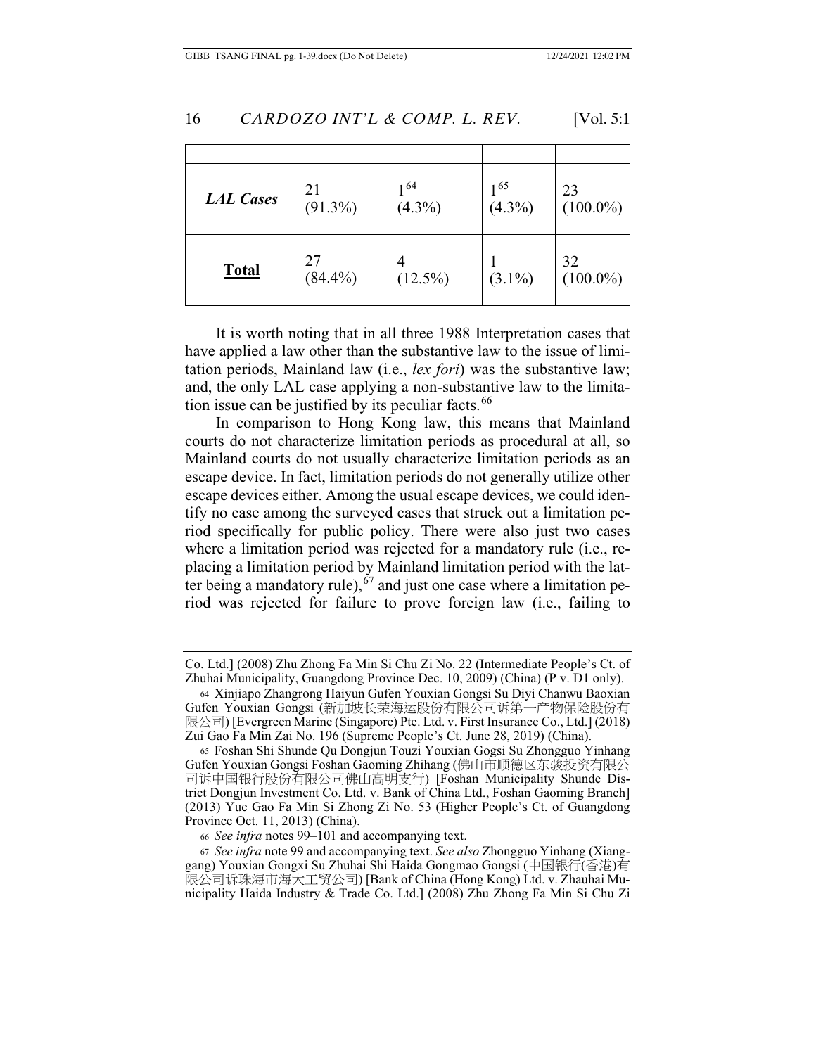| | | | | |
|---|---|---|---|---|
| ***LAL Cases*** | 21 (91.3%) | 1[64] (4.3%) | 1[65] (4.3%) | 23 (100.0%) |
| **Total** | 27 (84.4%) | 4 (12.5%) | 1 (3.1%) | 32 (100.0%) |

It is worth noting that in all three 1988 Interpretation cases that have applied a law other than the substantive law to the issue of limitation periods, Mainland law (i.e., *lex fori*) was the substantive law; and, the only LAL case applying a non-substantive law to the limitation issue can be justified by its peculiar facts.[66]

In comparison to Hong Kong law, this means that Mainland courts do not characterize limitation periods as procedural at all, so Mainland courts do not usually characterize limitation periods as an escape device. In fact, limitation periods do not generally utilize other escape devices either. Among the usual escape devices, we could identify no case among the surveyed cases that struck out a limitation period specifically for public policy. There were also just two cases where a limitation period was rejected for a mandatory rule (i.e., replacing a limitation period by Mainland limitation period with the latter being a mandatory rule),[67] and just one case where a limitation period was rejected for failure to prove foreign law (i.e., failing to

---

Co. Ltd.] (2008) Zhu Zhong Fa Min Si Chu Zi No. 22 (Intermediate People's Ct. of Zhuhai Municipality, Guangdong Province Dec. 10, 2009) (China) (P v. D1 only).

64 Xinjiapo Zhangrong Haiyun Gufen Youxian Gongsi Su Diyi Chanwu Baoxian Gufen Youxian Gongsi (新加坡长荣海运股份有限公司诉第一产物保险股份有限公司) [Evergreen Marine (Singapore) Pte. Ltd. v. First Insurance Co., Ltd.] (2018) Zui Gao Fa Min Zai No. 196 (Supreme People's Ct. June 28, 2019) (China).

65 Foshan Shi Shunde Qu Dongjun Touzi Youxian Gogsi Su Zhongguo Yinhang Gufen Youxian Gongsi Foshan Gaoming Zhihang (佛山市顺德区东骏投资有限公司诉中国银行股份有限公司佛山高明支行) [Foshan Municipality Shunde District Dongjun Investment Co. Ltd. v. Bank of China Ltd., Foshan Gaoming Branch] (2013) Yue Gao Fa Min Si Zhong Zi No. 53 (Higher People's Ct. of Guangdong Province Oct. 11, 2013) (China).

66 *See infra* notes 99–101 and accompanying text.

67 *See infra* note 99 and accompanying text. *See also* Zhongguo Yinhang (Xianggang) Youxian Gongxi Su Zhuhai Shi Haida Gongmao Gongsi (中国银行(香港)有限公司诉珠海市海大工贸公司) [Bank of China (Hong Kong) Ltd. v. Zhauhai Municipality Haida Industry & Trade Co. Ltd.] (2008) Zhu Zhong Fa Min Si Chu Zi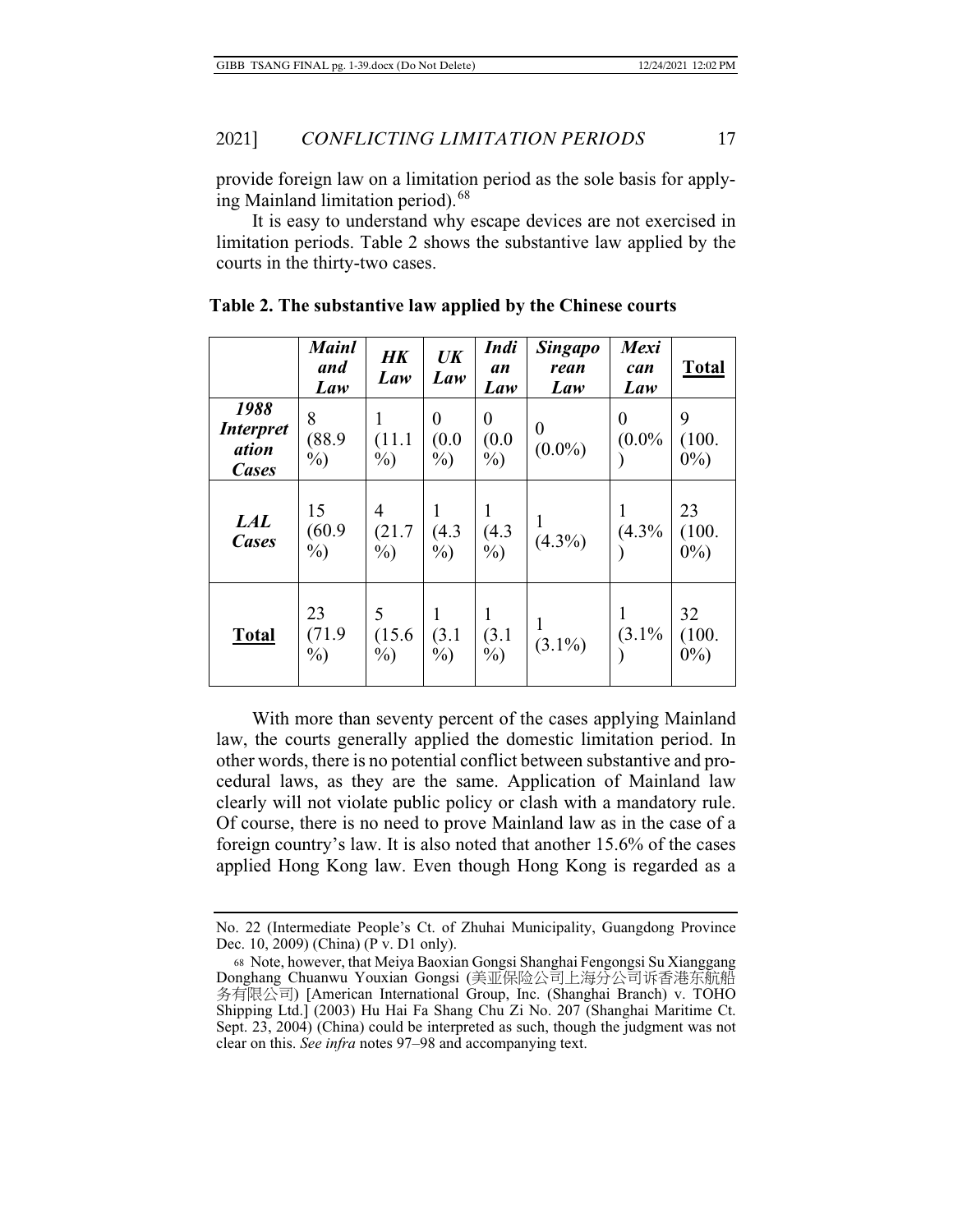provide foreign law on a limitation period as the sole basis for applying Mainland limitation period).[68]

It is easy to understand why escape devices are not exercised in limitation periods. Table 2 shows the substantive law applied by the courts in the thirty-two cases.

**Table 2. The substantive law applied by the Chinese courts**

| | ***Mainland Law*** | ***HK Law*** | ***UK Law*** | ***Indian Law*** | ***Singaporean Law*** | ***Mexican Law*** | **Total** |
|---|---|---|---|---|---|---|---|
| ***1988 Interpretation Cases*** | 8 (88.9%) | 1 (11.1%) | 0 (0.0%) | 0 (0.0%) | 0 (0.0%) | 0 (0.0%) | 9 (100.0%) |
| ***LAL Cases*** | 15 (60.9%) | 4 (21.7%) | 1 (4.3%) | 1 (4.3%) | 1 (4.3%) | 1 (4.3%) | 23 (100.0%) |
| **Total** | 23 (71.9%) | 5 (15.6%) | 1 (3.1%) | 1 (3.1%) | 1 (3.1%) | 1 (3.1%) | 32 (100.0%) |

With more than seventy percent of the cases applying Mainland law, the courts generally applied the domestic limitation period. In other words, there is no potential conflict between substantive and procedural laws, as they are the same. Application of Mainland law clearly will not violate public policy or clash with a mandatory rule. Of course, there is no need to prove Mainland law as in the case of a foreign country's law. It is also noted that another 15.6% of the cases applied Hong Kong law. Even though Hong Kong is regarded as a

---

No. 22 (Intermediate People's Ct. of Zhuhai Municipality, Guangdong Province Dec. 10, 2009) (China) (P v. D1 only).

[68] Note, however, that Meiya Baoxian Gongsi Shanghai Fengongsi Su Xianggang Donghang Chuanwu Youxian Gongsi (美亚保险公司上海分公司诉香港东航船务有限公司) [American International Group, Inc. (Shanghai Branch) v. TOHO Shipping Ltd.] (2003) Hu Hai Fa Shang Chu Zi No. 207 (Shanghai Maritime Ct. Sept. 23, 2004) (China) could be interpreted as such, though the judgment was not clear on this. *See infra* notes 97–98 and accompanying text.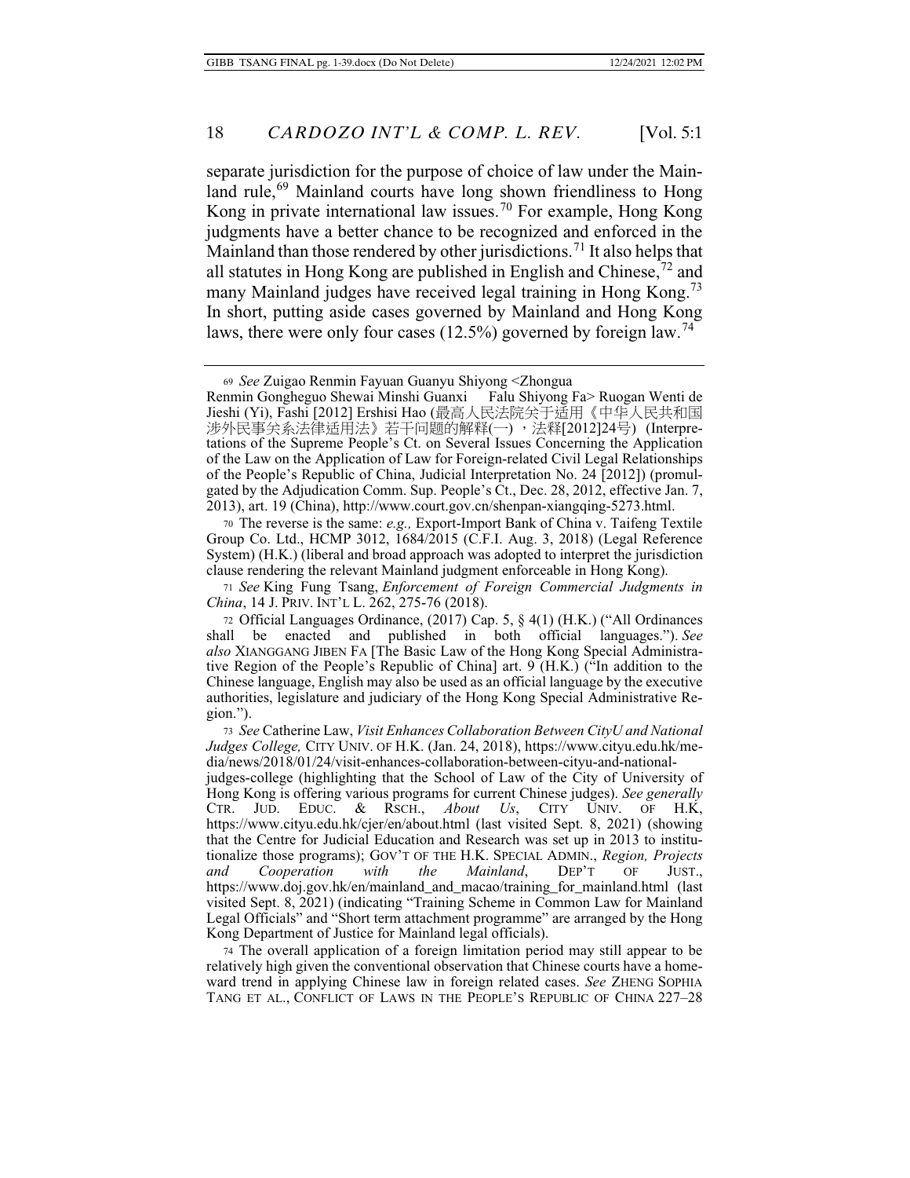separate jurisdiction for the purpose of choice of law under the Mainland rule,[69] Mainland courts have long shown friendliness to Hong Kong in private international law issues.[70] For example, Hong Kong judgments have a better chance to be recognized and enforced in the Mainland than those rendered by other jurisdictions.[71] It also helps that all statutes in Hong Kong are published in English and Chinese,[72] and many Mainland judges have received legal training in Hong Kong.[73] In short, putting aside cases governed by Mainland and Hong Kong laws, there were only four cases (12.5%) governed by foreign law.[74]

---

[69] *See* Zuigao Renmin Fayuan Guanyu Shiyong <Zhongua Renmin Gongheguo Shewai Minshi Guanxi Falu Shiyong Fa> Ruogan Wenti de Jieshi (Yi), Fashi [2012] Ershisi Hao (最高人民法院关于适用《中华人民共和国涉外民事关系法律适用法》若干问题的解释(一)，法释[2012]24号) (Interpretations of the Supreme People's Ct. on Several Issues Concerning the Application of the Law on the Application of Law for Foreign-related Civil Legal Relationships of the People's Republic of China, Judicial Interpretation No. 24 [2012]) (promulgated by the Adjudication Comm. Sup. People's Ct., Dec. 28, 2012, effective Jan. 7, 2013), art. 19 (China), http://www.court.gov.cn/shenpan-xiangqing-5273.html.

[70] The reverse is the same: *e.g.,* Export-Import Bank of China v. Taifeng Textile Group Co. Ltd., HCMP 3012, 1684/2015 (C.F.I. Aug. 3, 2018) (Legal Reference System) (H.K.) (liberal and broad approach was adopted to interpret the jurisdiction clause rendering the relevant Mainland judgment enforceable in Hong Kong).

[71] *See* King Fung Tsang, *Enforcement of Foreign Commercial Judgments in China*, 14 J. PRIV. INT'L L. 262, 275-76 (2018).

[72] Official Languages Ordinance, (2017) Cap. 5, § 4(1) (H.K.) ("All Ordinances shall be enacted and published in both official languages."). *See also* XIANGGANG JIBEN FA [The Basic Law of the Hong Kong Special Administrative Region of the People's Republic of China] art. 9 (H.K.) ("In addition to the Chinese language, English may also be used as an official language by the executive authorities, legislature and judiciary of the Hong Kong Special Administrative Region.").

[73] *See* Catherine Law, *Visit Enhances Collaboration Between CityU and National Judges College,* CITY UNIV. OF H.K. (Jan. 24, 2018), https://www.cityu.edu.hk/media/news/2018/01/24/visit-enhances-collaboration-between-cityu-and-national-judges-college (highlighting that the School of Law of the City of University of Hong Kong is offering various programs for current Chinese judges). *See generally* CTR. JUD. EDUC. & RSCH., *About Us*, CITY UNIV. OF H.K, https://www.cityu.edu.hk/cjer/en/about.html (last visited Sept. 8, 2021) (showing that the Centre for Judicial Education and Research was set up in 2013 to institutionalize those programs); GOV'T OF THE H.K. SPECIAL ADMIN., *Region, Projects and Cooperation with the Mainland*, DEP'T OF JUST., https://www.doj.gov.hk/en/mainland_and_macao/training_for_mainland.html (last visited Sept. 8, 2021) (indicating "Training Scheme in Common Law for Mainland Legal Officials" and "Short term attachment programme" are arranged by the Hong Kong Department of Justice for Mainland legal officials).

[74] The overall application of a foreign limitation period may still appear to be relatively high given the conventional observation that Chinese courts have a homeward trend in applying Chinese law in foreign related cases. *See* ZHENG SOPHIA TANG ET AL., CONFLICT OF LAWS IN THE PEOPLE'S REPUBLIC OF CHINA 227–28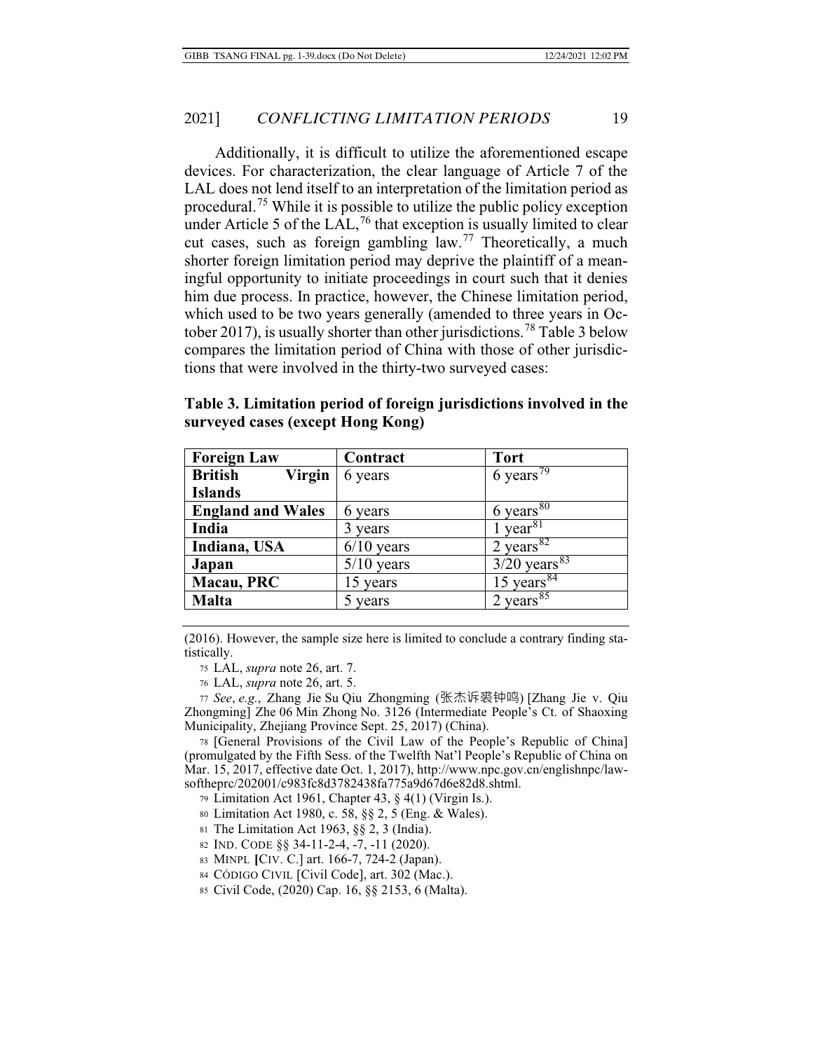Additionally, it is difficult to utilize the aforementioned escape devices. For characterization, the clear language of Article 7 of the LAL does not lend itself to an interpretation of the limitation period as procedural.[75] While it is possible to utilize the public policy exception under Article 5 of the LAL,[76] that exception is usually limited to clear cut cases, such as foreign gambling law.[77] Theoretically, a much shorter foreign limitation period may deprive the plaintiff of a meaningful opportunity to initiate proceedings in court such that it denies him due process. In practice, however, the Chinese limitation period, which used to be two years generally (amended to three years in October 2017), is usually shorter than other jurisdictions.[78] Table 3 below compares the limitation period of China with those of other jurisdictions that were involved in the thirty-two surveyed cases:

**Table 3. Limitation period of foreign jurisdictions involved in the surveyed cases (except Hong Kong)**

| Foreign Law | Contract | Tort |
|---|---|---|
| **British Virgin Islands** | 6 years | 6 years[79] |
| **England and Wales** | 6 years | 6 years[80] |
| **India** | 3 years | 1 year[81] |
| **Indiana, USA** | 6/10 years | 2 years[82] |
| **Japan** | 5/10 years | 3/20 years[83] |
| **Macau, PRC** | 15 years | 15 years[84] |
| **Malta** | 5 years | 2 years[85] |

(2016). However, the sample size here is limited to conclude a contrary finding statistically.

75 LAL, *supra* note 26, art. 7.

76 LAL, *supra* note 26, art. 5.

77 *See*, *e.g.*, Zhang Jie Su Qiu Zhongming (张杰诉裘钟鸣) [Zhang Jie v. Qiu Zhongming] Zhe 06 Min Zhong No. 3126 (Intermediate People's Ct. of Shaoxing Municipality, Zhejiang Province Sept. 25, 2017) (China).

78 [General Provisions of the Civil Law of the People's Republic of China] (promulgated by the Fifth Sess. of the Twelfth Nat'l People's Republic of China on Mar. 15, 2017, effective date Oct. 1, 2017), http://www.npc.gov.cn/englishnpc/lawsoftheprc/202001/c983fc8d3782438fa775a9d67d6e82d8.shtml.

79 Limitation Act 1961, Chapter 43, § 4(1) (Virgin Is.).

80 Limitation Act 1980, c. 58, §§ 2, 5 (Eng. & Wales).

81 The Limitation Act 1963, §§ 2, 3 (India).

82 IND. CODE §§ 34-11-2-4, -7, -11 (2020).

83 MINPL [CIV. C.] art. 166-7, 724-2 (Japan).

84 CÓDIGO CIVIL [Civil Code], art. 302 (Mac.).

85 Civil Code, (2020) Cap. 16, §§ 2153, 6 (Malta).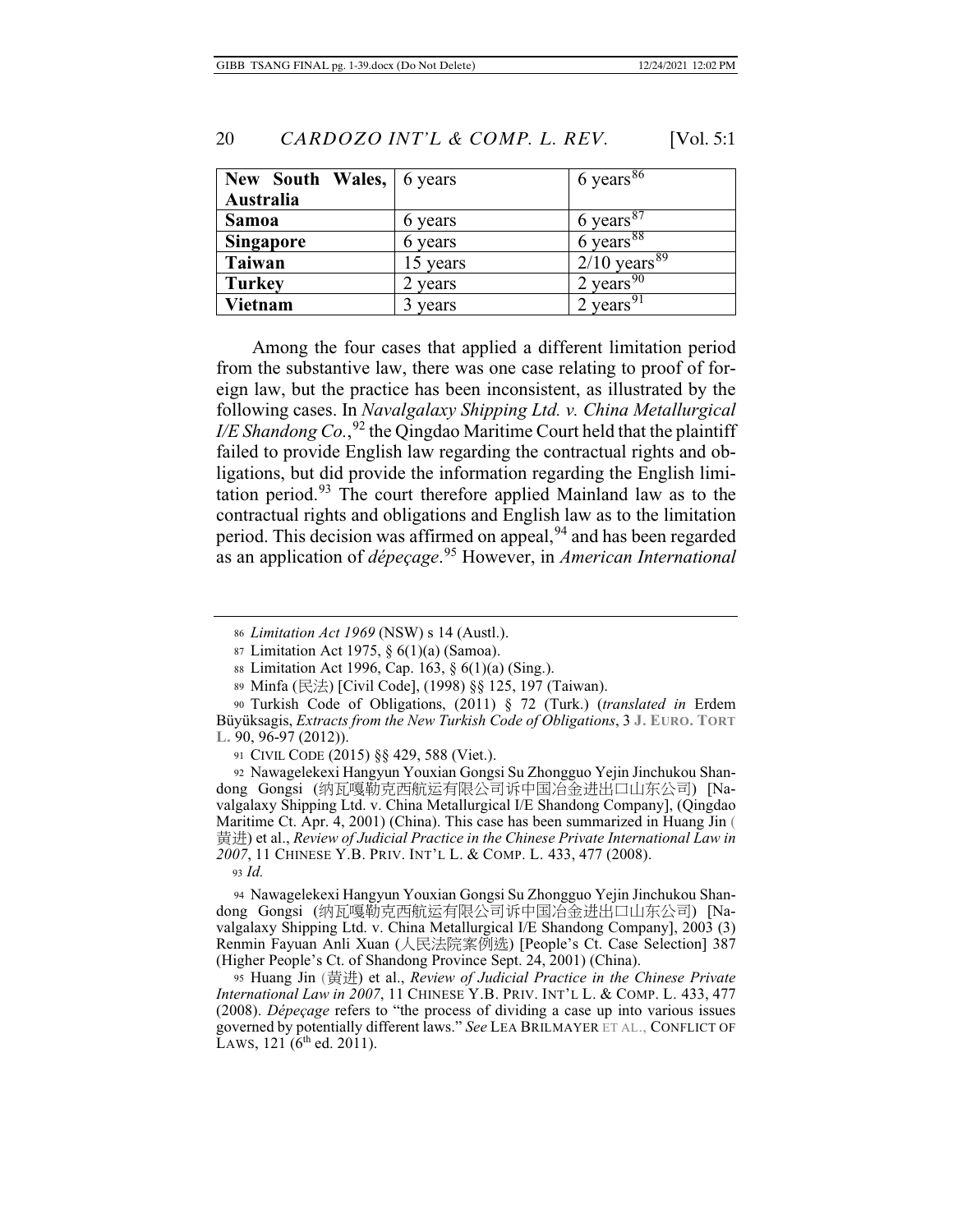| **New South Wales, Australia** | 6 years | 6 years[86] |
|---|---|---|
| **Samoa** | 6 years | 6 years[87] |
| **Singapore** | 6 years | 6 years[88] |
| **Taiwan** | 15 years | 2/10 years[89] |
| **Turkey** | 2 years | 2 years[90] |
| **Vietnam** | 3 years | 2 years[91] |

Among the four cases that applied a different limitation period from the substantive law, there was one case relating to proof of foreign law, but the practice has been inconsistent, as illustrated by the following cases. In *Navalgalaxy Shipping Ltd. v. China Metallurgical I/E Shandong Co.*,[92] the Qingdao Maritime Court held that the plaintiff failed to provide English law regarding the contractual rights and obligations, but did provide the information regarding the English limitation period.[93] The court therefore applied Mainland law as to the contractual rights and obligations and English law as to the limitation period. This decision was affirmed on appeal,[94] and has been regarded as an application of *dépeçage*.[95] However, in *American International*

---

86 *Limitation Act 1969* (NSW) s 14 (Austl.).

87 Limitation Act 1975, § 6(1)(a) (Samoa).

88 Limitation Act 1996, Cap. 163, § 6(1)(a) (Sing.).

89 Minfa (民法) [Civil Code], (1998) §§ 125, 197 (Taiwan).

90 Turkish Code of Obligations, (2011) § 72 (Turk.) (*translated in* Erdem Büyüksagis, *Extracts from the New Turkish Code of Obligations*, 3 J. EURO. TORT L. 90, 96-97 (2012)).

91 CIVIL CODE (2015) §§ 429, 588 (Viet.).

92 Nawagelekexi Hangyun Youxian Gongsi Su Zhongguo Yejin Jinchukou Shandong Gongsi (纳瓦嘎勒克西航运有限公司诉中国冶金进出口山东公司) [Navalgalaxy Shipping Ltd. v. China Metallurgical I/E Shandong Company], (Qingdao Maritime Ct. Apr. 4, 2001) (China). This case has been summarized in Huang Jin (黄进) et al., *Review of Judicial Practice in the Chinese Private International Law in 2007*, 11 CHINESE Y.B. PRIV. INT'L L. & COMP. L. 433, 477 (2008).

93 *Id.*

94 Nawagelekexi Hangyun Youxian Gongsi Su Zhongguo Yejin Jinchukou Shandong Gongsi (纳瓦嘎勒克西航运有限公司诉中国冶金进出口山东公司) [Navalgalaxy Shipping Ltd. v. China Metallurgical I/E Shandong Company], 2003 (3) Renmin Fayuan Anli Xuan (人民法院案例选) [People's Ct. Case Selection] 387 (Higher People's Ct. of Shandong Province Sept. 24, 2001) (China).

95 Huang Jin (黄进) et al., *Review of Judicial Practice in the Chinese Private International Law in 2007*, 11 CHINESE Y.B. PRIV. INT'L L. & COMP. L. 433, 477 (2008). *Dépeçage* refers to "the process of dividing a case up into various issues governed by potentially different laws." *See* LEA BRILMAYER ET AL., CONFLICT OF LAWS, 121 (6th ed. 2011).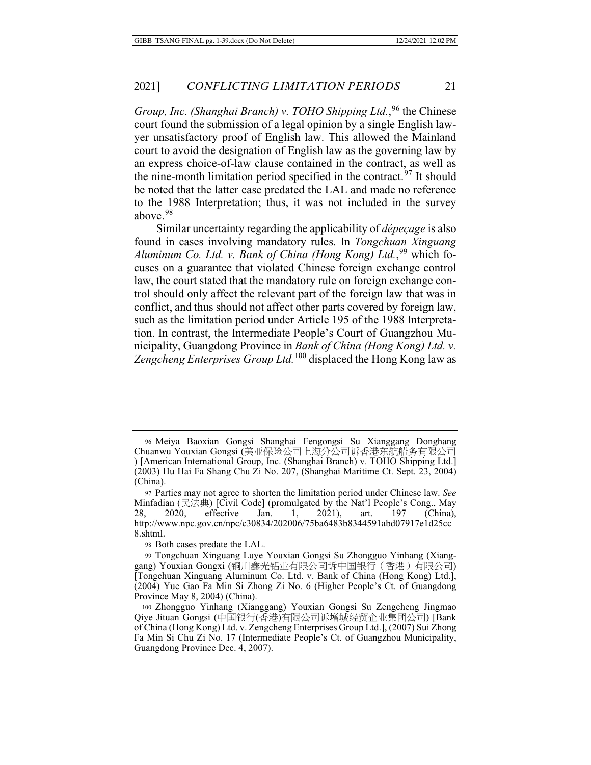*Group, Inc. (Shanghai Branch) v. TOHO Shipping Ltd.*,[96] the Chinese court found the submission of a legal opinion by a single English lawyer unsatisfactory proof of English law. This allowed the Mainland court to avoid the designation of English law as the governing law by an express choice-of-law clause contained in the contract, as well as the nine-month limitation period specified in the contract.[97] It should be noted that the latter case predated the LAL and made no reference to the 1988 Interpretation; thus, it was not included in the survey above.[98]

Similar uncertainty regarding the applicability of *dépeçage* is also found in cases involving mandatory rules. In *Tongchuan Xinguang Aluminum Co. Ltd. v. Bank of China (Hong Kong) Ltd.*,[99] which focuses on a guarantee that violated Chinese foreign exchange control law, the court stated that the mandatory rule on foreign exchange control should only affect the relevant part of the foreign law that was in conflict, and thus should not affect other parts covered by foreign law, such as the limitation period under Article 195 of the 1988 Interpretation. In contrast, the Intermediate People's Court of Guangzhou Municipality, Guangdong Province in *Bank of China (Hong Kong) Ltd. v. Zengcheng Enterprises Group Ltd.*[100] displaced the Hong Kong law as

---

96 Meiya Baoxian Gongsi Shanghai Fengongsi Su Xianggang Donghang Chuanwu Youxian Gongsi (美亚保险公司上海分公司诉香港东航船务有限公司) [American International Group, Inc. (Shanghai Branch) v. TOHO Shipping Ltd.] (2003) Hu Hai Fa Shang Chu Zi No. 207, (Shanghai Maritime Ct. Sept. 23, 2004) (China).

97 Parties may not agree to shorten the limitation period under Chinese law. *See* Minfadian (民法典) [Civil Code] (promulgated by the Nat'l People's Cong., May 28, 2020, effective Jan. 1, 2021), art. 197 (China), http://www.npc.gov.cn/npc/c30834/202006/75ba6483b8344591abd07917e1d25cc8.shtml.

98 Both cases predate the LAL.

99 Tongchuan Xinguang Luye Youxian Gongsi Su Zhongguo Yinhang (Xianggang) Youxian Gongxi (铜川鑫光铝业有限公司诉中国银行（香港）有限公司) [Tongchuan Xinguang Aluminum Co. Ltd. v. Bank of China (Hong Kong) Ltd.], (2004) Yue Gao Fa Min Si Zhong Zi No. 6 (Higher People's Ct. of Guangdong Province May 8, 2004) (China).

100 Zhongguo Yinhang (Xianggang) Youxian Gongsi Su Zengcheng Jingmao Qiye Jituan Gongsi (中国银行(香港)有限公司诉增城经贸企业集团公司) [Bank of China (Hong Kong) Ltd. v. Zengcheng Enterprises Group Ltd.], (2007) Sui Zhong Fa Min Si Chu Zi No. 17 (Intermediate People's Ct. of Guangzhou Municipality, Guangdong Province Dec. 4, 2007).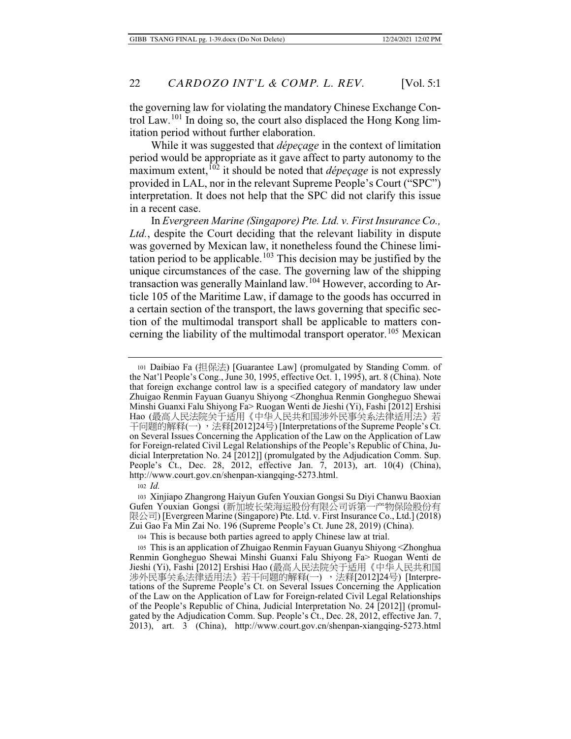the governing law for violating the mandatory Chinese Exchange Control Law.[101] In doing so, the court also displaced the Hong Kong limitation period without further elaboration.

While it was suggested that *dépeçage* in the context of limitation period would be appropriate as it gave affect to party autonomy to the maximum extent,[102] it should be noted that *dépeçage* is not expressly provided in LAL, nor in the relevant Supreme People's Court ("SPC") interpretation. It does not help that the SPC did not clarify this issue in a recent case.

In *Evergreen Marine (Singapore) Pte. Ltd. v. First Insurance Co., Ltd.*, despite the Court deciding that the relevant liability in dispute was governed by Mexican law, it nonetheless found the Chinese limitation period to be applicable.[103] This decision may be justified by the unique circumstances of the case. The governing law of the shipping transaction was generally Mainland law.[104] However, according to Article 105 of the Maritime Law, if damage to the goods has occurred in a certain section of the transport, the laws governing that specific section of the multimodal transport shall be applicable to matters concerning the liability of the multimodal transport operator.[105] Mexican

---

[101] Daibiao Fa (担保法) [Guarantee Law] (promulgated by Standing Comm. of the Nat'l People's Cong., June 30, 1995, effective Oct. 1, 1995), art. 8 (China). Note that foreign exchange control law is a specified category of mandatory law under Zhuigao Renmin Fayuan Guanyu Shiyong <Zhonghua Renmin Gongheguo Shewai Minshi Guanxi Falu Shiyong Fa> Ruogan Wenti de Jieshi (Yi), Fashi [2012] Ershisi Hao (最高人民法院关于适用《中华人民共和国涉外民事关系法律适用法》若干问题的解释(一)，法释[2012]24号) [Interpretations of the Supreme People's Ct. on Several Issues Concerning the Application of the Law on the Application of Law for Foreign-related Civil Legal Relationships of the People's Republic of China, Judicial Interpretation No. 24 [2012]] (promulgated by the Adjudication Comm. Sup. People's Ct., Dec. 28, 2012, effective Jan. 7, 2013), art. 10(4) (China), http://www.court.gov.cn/shenpan-xiangqing-5273.html.

[102] *Id.*

[103] Xinjiapo Zhangrong Haiyun Gufen Youxian Gongsi Su Diyi Chanwu Baoxian Gufen Youxian Gongsi (新加坡长荣海运股份有限公司诉第一产物保险股份有限公司) [Evergreen Marine (Singapore) Pte. Ltd. v. First Insurance Co., Ltd.] (2018) Zui Gao Fa Min Zai No. 196 (Supreme People's Ct. June 28, 2019) (China).

[104] This is because both parties agreed to apply Chinese law at trial.

[105] This is an application of Zhuigao Renmin Fayuan Guanyu Shiyong <Zhonghua Renmin Gongheguo Shewai Minshi Guanxi Falu Shiyong Fa> Ruogan Wenti de Jieshi (Yi), Fashi [2012] Ershisi Hao (最高人民法院关于适用《中华人民共和国涉外民事关系法律适用法》若干问题的解释(一)，法释[2012]24号) [Interpretations of the Supreme People's Ct. on Several Issues Concerning the Application of the Law on the Application of Law for Foreign-related Civil Legal Relationships of the People's Republic of China, Judicial Interpretation No. 24 [2012]] (promulgated by the Adjudication Comm. Sup. People's Ct., Dec. 28, 2012, effective Jan. 7, 2013), art. 3 (China), http://www.court.gov.cn/shenpan-xiangqing-5273.html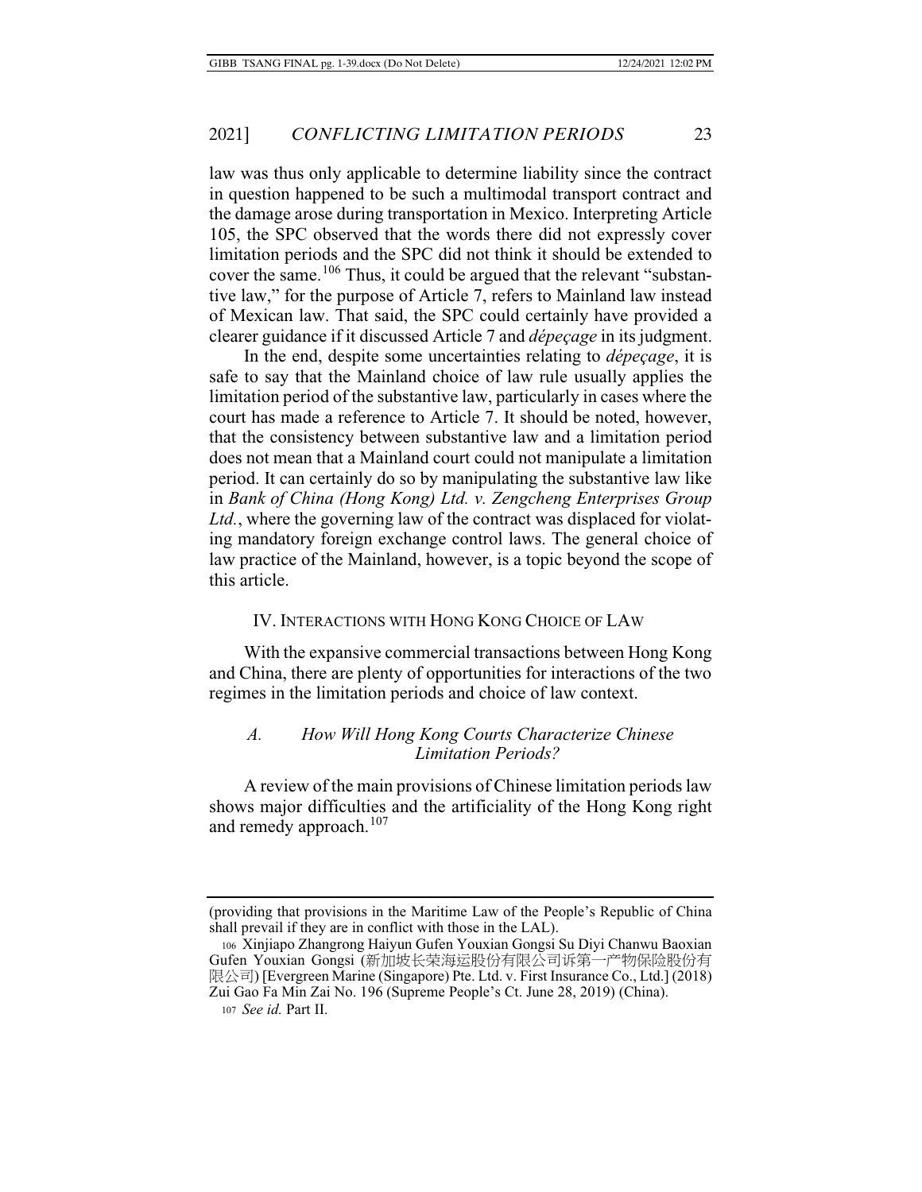law was thus only applicable to determine liability since the contract in question happened to be such a multimodal transport contract and the damage arose during transportation in Mexico. Interpreting Article 105, the SPC observed that the words there did not expressly cover limitation periods and the SPC did not think it should be extended to cover the same.[106] Thus, it could be argued that the relevant "substantive law," for the purpose of Article 7, refers to Mainland law instead of Mexican law. That said, the SPC could certainly have provided a clearer guidance if it discussed Article 7 and *dépeçage* in its judgment.

In the end, despite some uncertainties relating to *dépeçage*, it is safe to say that the Mainland choice of law rule usually applies the limitation period of the substantive law, particularly in cases where the court has made a reference to Article 7. It should be noted, however, that the consistency between substantive law and a limitation period does not mean that a Mainland court could not manipulate a limitation period. It can certainly do so by manipulating the substantive law like in *Bank of China (Hong Kong) Ltd. v. Zengcheng Enterprises Group Ltd.*, where the governing law of the contract was displaced for violating mandatory foreign exchange control laws. The general choice of law practice of the Mainland, however, is a topic beyond the scope of this article.

## IV. INTERACTIONS WITH HONG KONG CHOICE OF LAW

With the expansive commercial transactions between Hong Kong and China, there are plenty of opportunities for interactions of the two regimes in the limitation periods and choice of law context.

### *A. How Will Hong Kong Courts Characterize Chinese Limitation Periods?*

A review of the main provisions of Chinese limitation periods law shows major difficulties and the artificiality of the Hong Kong right and remedy approach.[107]

---

(providing that provisions in the Maritime Law of the People's Republic of China shall prevail if they are in conflict with those in the LAL).

106 Xinjiapo Zhangrong Haiyun Gufen Youxian Gongsi Su Diyi Chanwu Baoxian Gufen Youxian Gongsi (新加坡长荣海运股份有限公司诉第一产物保险股份有限公司) [Evergreen Marine (Singapore) Pte. Ltd. v. First Insurance Co., Ltd.] (2018) Zui Gao Fa Min Zai No. 196 (Supreme People's Ct. June 28, 2019) (China).

107 *See id.* Part II.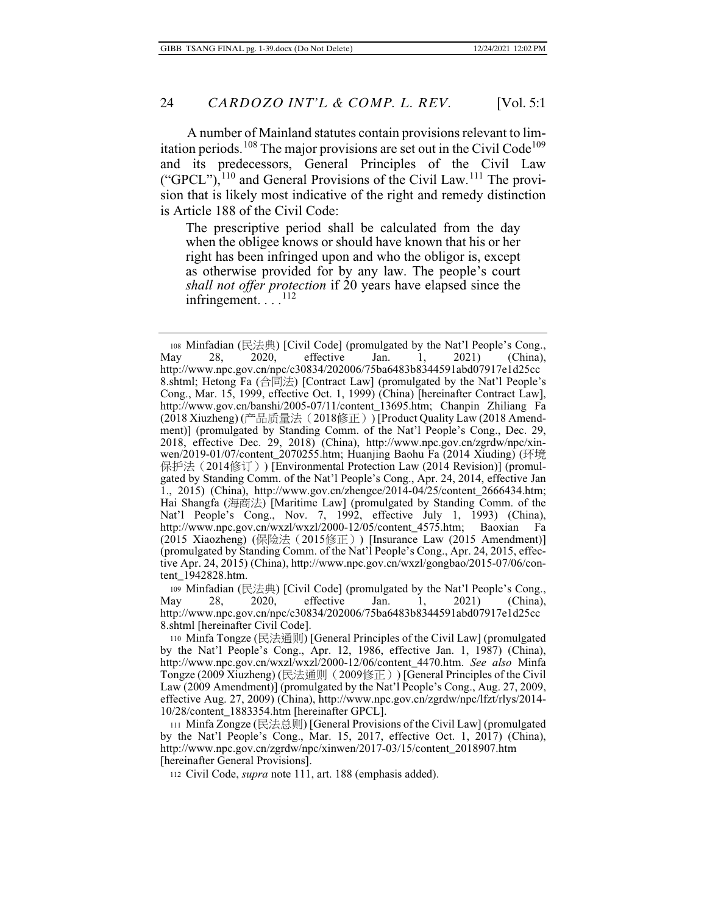A number of Mainland statutes contain provisions relevant to limitation periods.[108] The major provisions are set out in the Civil Code[109] and its predecessors, General Principles of the Civil Law ("GPCL"),[110] and General Provisions of the Civil Law.[111] The provision that is likely most indicative of the right and remedy distinction is Article 188 of the Civil Code:

> The prescriptive period shall be calculated from the day when the obligee knows or should have known that his or her right has been infringed upon and who the obligor is, except as otherwise provided for by any law. The people's court *shall not offer protection* if 20 years have elapsed since the infringement. . . .[112]

---

108 Minfadian (民法典) [Civil Code] (promulgated by the Nat'l People's Cong., May 28, 2020, effective Jan. 1, 2021) (China), http://www.npc.gov.cn/npc/c30834/202006/75ba6483b8344591abd07917e1d25cc8.shtml; Hetong Fa (合同法) [Contract Law] (promulgated by the Nat'l People's Cong., Mar. 15, 1999, effective Oct. 1, 1999) (China) [hereinafter Contract Law], http://www.gov.cn/banshi/2005-07/11/content_13695.htm; Chanpin Zhiliang Fa (2018 Xiuzheng) (产品质量法（2018修正）) [Product Quality Law (2018 Amendment)] (promulgated by Standing Comm. of the Nat'l People's Cong., Dec. 29, 2018, effective Dec. 29, 2018) (China), http://www.npc.gov.cn/zgrdw/npc/xinwen/2019-01/07/content_2070255.htm; Huanjing Baohu Fa (2014 Xiuding) (环境保护法（2014修订）) [Environmental Protection Law (2014 Revision)] (promulgated by Standing Comm. of the Nat'l People's Cong., Apr. 24, 2014, effective Jan 1., 2015) (China), http://www.gov.cn/zhengce/2014-04/25/content_2666434.htm; Hai Shangfa (海商法) [Maritime Law] (promulgated by Standing Comm. of the Nat'l People's Cong., Nov. 7, 1992, effective July 1, 1993) (China), http://www.npc.gov.cn/wxzl/wxzl/2000-12/05/content_4575.htm; Baoxian Fa (2015 Xiaozheng) (保险法（2015修正）) [Insurance Law (2015 Amendment)] (promulgated by Standing Comm. of the Nat'l People's Cong., Apr. 24, 2015, effective Apr. 24, 2015) (China), http://www.npc.gov.cn/wxzl/gongbao/2015-07/06/content_1942828.htm.

109 Minfadian (民法典) [Civil Code] (promulgated by the Nat'l People's Cong., May 28, 2020, effective Jan. 1, 2021) (China), http://www.npc.gov.cn/npc/c30834/202006/75ba6483b8344591abd07917e1d25cc8.shtml [hereinafter Civil Code].

110 Minfa Tongze (民法通则) [General Principles of the Civil Law] (promulgated by the Nat'l People's Cong., Apr. 12, 1986, effective Jan. 1, 1987) (China), http://www.npc.gov.cn/wxzl/wxzl/2000-12/06/content_4470.htm. *See also* Minfa Tongze (2009 Xiuzheng) (民法通则（2009修正）) [General Principles of the Civil Law (2009 Amendment)] (promulgated by the Nat'l People's Cong., Aug. 27, 2009, effective Aug. 27, 2009) (China), http://www.npc.gov.cn/zgrdw/npc/lfzt/rlys/2014-10/28/content_1883354.htm [hereinafter GPCL].

111 Minfa Zongze (民法总则) [General Provisions of the Civil Law] (promulgated by the Nat'l People's Cong., Mar. 15, 2017, effective Oct. 1, 2017) (China), http://www.npc.gov.cn/zgrdw/npc/xinwen/2017-03/15/content_2018907.htm [hereinafter General Provisions].

112 Civil Code, *supra* note 111, art. 188 (emphasis added).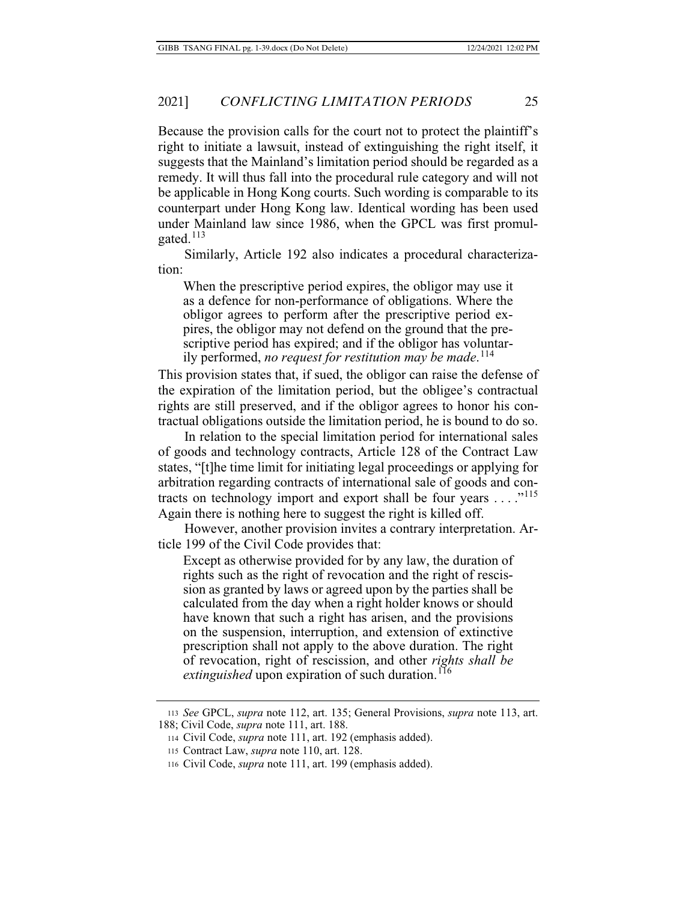Because the provision calls for the court not to protect the plaintiff's right to initiate a lawsuit, instead of extinguishing the right itself, it suggests that the Mainland's limitation period should be regarded as a remedy. It will thus fall into the procedural rule category and will not be applicable in Hong Kong courts. Such wording is comparable to its counterpart under Hong Kong law. Identical wording has been used under Mainland law since 1986, when the GPCL was first promulgated.[113]

Similarly, Article 192 also indicates a procedural characterization:

> When the prescriptive period expires, the obligor may use it as a defence for non-performance of obligations. Where the obligor agrees to perform after the prescriptive period expires, the obligor may not defend on the ground that the prescriptive period has expired; and if the obligor has voluntarily performed, *no request for restitution may be made*.[114]

This provision states that, if sued, the obligor can raise the defense of the expiration of the limitation period, but the obligee's contractual rights are still preserved, and if the obligor agrees to honor his contractual obligations outside the limitation period, he is bound to do so.

In relation to the special limitation period for international sales of goods and technology contracts, Article 128 of the Contract Law states, "[t]he time limit for initiating legal proceedings or applying for arbitration regarding contracts of international sale of goods and contracts on technology import and export shall be four years . . . ."[115] Again there is nothing here to suggest the right is killed off.

However, another provision invites a contrary interpretation. Article 199 of the Civil Code provides that:

> Except as otherwise provided for by any law, the duration of rights such as the right of revocation and the right of rescission as granted by laws or agreed upon by the parties shall be calculated from the day when a right holder knows or should have known that such a right has arisen, and the provisions on the suspension, interruption, and extension of extinctive prescription shall not apply to the above duration. The right of revocation, right of rescission, and other *rights shall be extinguished* upon expiration of such duration.[116]

---

[113] *See* GPCL, *supra* note 112, art. 135; General Provisions, *supra* note 113, art. 188; Civil Code, *supra* note 111, art. 188.

[114] Civil Code, *supra* note 111, art. 192 (emphasis added).

[115] Contract Law, *supra* note 110, art. 128.

[116] Civil Code, *supra* note 111, art. 199 (emphasis added).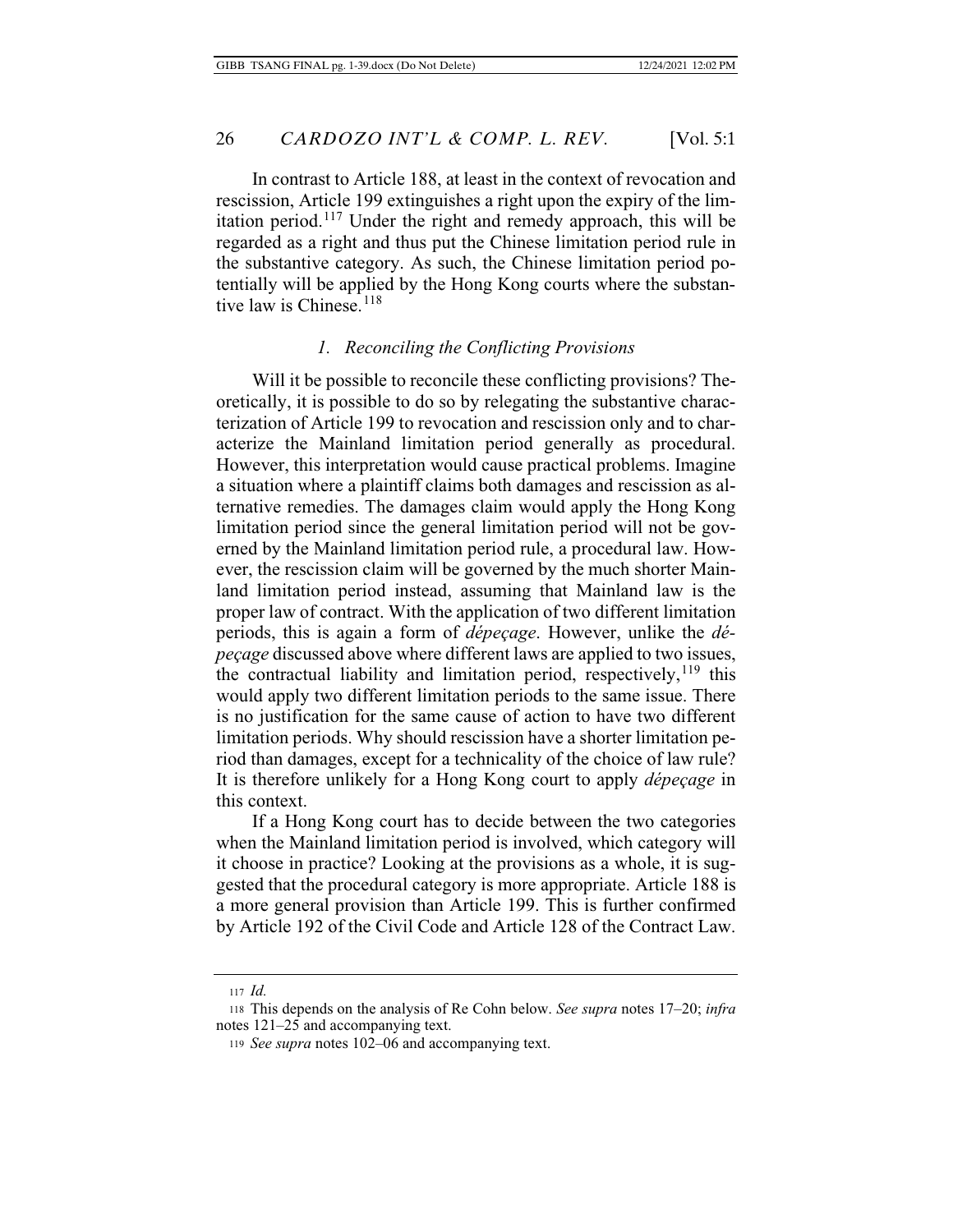In contrast to Article 188, at least in the context of revocation and rescission, Article 199 extinguishes a right upon the expiry of the limitation period.[117] Under the right and remedy approach, this will be regarded as a right and thus put the Chinese limitation period rule in the substantive category. As such, the Chinese limitation period potentially will be applied by the Hong Kong courts where the substantive law is Chinese.[118]

### *1. Reconciling the Conflicting Provisions*

Will it be possible to reconcile these conflicting provisions? Theoretically, it is possible to do so by relegating the substantive characterization of Article 199 to revocation and rescission only and to characterize the Mainland limitation period generally as procedural. However, this interpretation would cause practical problems. Imagine a situation where a plaintiff claims both damages and rescission as alternative remedies. The damages claim would apply the Hong Kong limitation period since the general limitation period will not be governed by the Mainland limitation period rule, a procedural law. However, the rescission claim will be governed by the much shorter Mainland limitation period instead, assuming that Mainland law is the proper law of contract. With the application of two different limitation periods, this is again a form of *dépeçage*. However, unlike the *dépeçage* discussed above where different laws are applied to two issues, the contractual liability and limitation period, respectively,[119] this would apply two different limitation periods to the same issue. There is no justification for the same cause of action to have two different limitation periods. Why should rescission have a shorter limitation period than damages, except for a technicality of the choice of law rule? It is therefore unlikely for a Hong Kong court to apply *dépeçage* in this context.

If a Hong Kong court has to decide between the two categories when the Mainland limitation period is involved, which category will it choose in practice? Looking at the provisions as a whole, it is suggested that the procedural category is more appropriate. Article 188 is a more general provision than Article 199. This is further confirmed by Article 192 of the Civil Code and Article 128 of the Contract Law.

---

117 *Id.*

118 This depends on the analysis of Re Cohn below. *See supra* notes 17–20; *infra* notes 121–25 and accompanying text.

119 *See supra* notes 102–06 and accompanying text.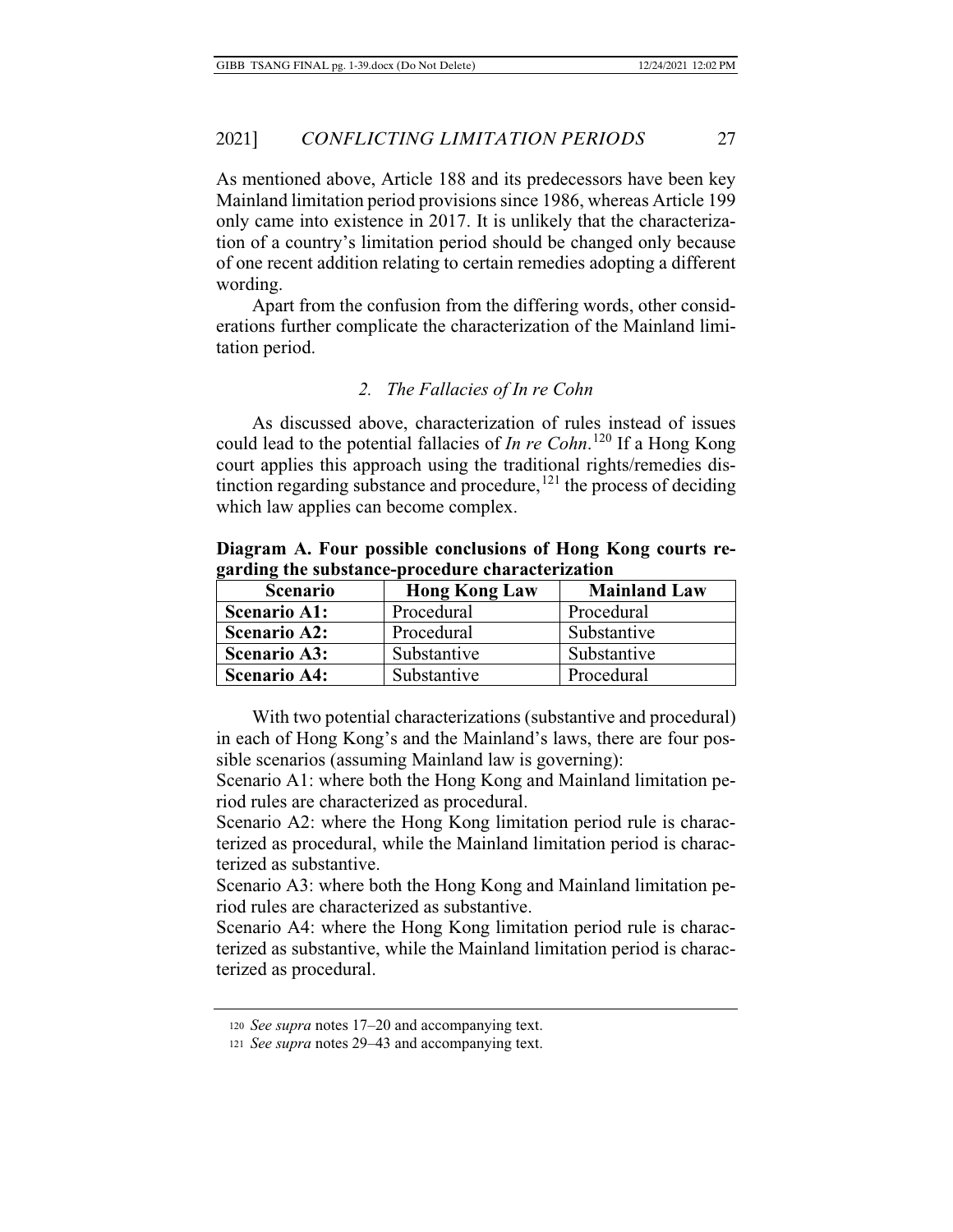As mentioned above, Article 188 and its predecessors have been key Mainland limitation period provisions since 1986, whereas Article 199 only came into existence in 2017. It is unlikely that the characterization of a country's limitation period should be changed only because of one recent addition relating to certain remedies adopting a different wording.

Apart from the confusion from the differing words, other considerations further complicate the characterization of the Mainland limitation period.

### 2. *The Fallacies of In re Cohn*

As discussed above, characterization of rules instead of issues could lead to the potential fallacies of *In re Cohn*.[120] If a Hong Kong court applies this approach using the traditional rights/remedies distinction regarding substance and procedure,[121] the process of deciding which law applies can become complex.

**Diagram A. Four possible conclusions of Hong Kong courts regarding the substance-procedure characterization**

| Scenario | Hong Kong Law | Mainland Law |
|---|---|---|
| **Scenario A1:** | Procedural | Procedural |
| **Scenario A2:** | Procedural | Substantive |
| **Scenario A3:** | Substantive | Substantive |
| **Scenario A4:** | Substantive | Procedural |

With two potential characterizations (substantive and procedural) in each of Hong Kong's and the Mainland's laws, there are four possible scenarios (assuming Mainland law is governing):

Scenario A1: where both the Hong Kong and Mainland limitation period rules are characterized as procedural.

Scenario A2: where the Hong Kong limitation period rule is characterized as procedural, while the Mainland limitation period is characterized as substantive.

Scenario A3: where both the Hong Kong and Mainland limitation period rules are characterized as substantive.

Scenario A4: where the Hong Kong limitation period rule is characterized as substantive, while the Mainland limitation period is characterized as procedural.

---

120 *See supra* notes 17–20 and accompanying text.

121 *See supra* notes 29–43 and accompanying text.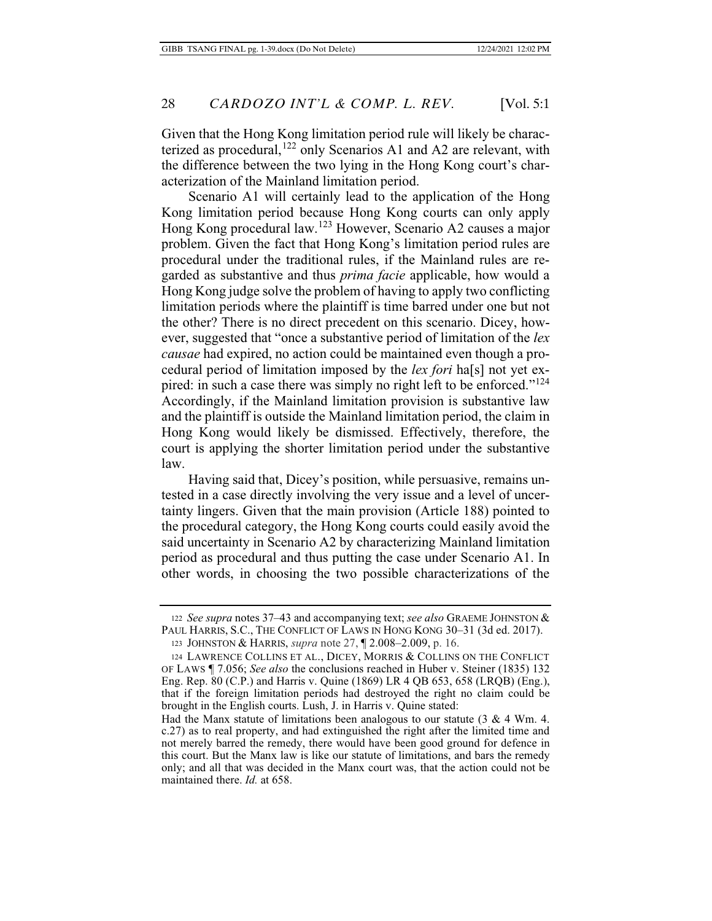Given that the Hong Kong limitation period rule will likely be characterized as procedural,[122] only Scenarios A1 and A2 are relevant, with the difference between the two lying in the Hong Kong court's characterization of the Mainland limitation period.

Scenario A1 will certainly lead to the application of the Hong Kong limitation period because Hong Kong courts can only apply Hong Kong procedural law.[123] However, Scenario A2 causes a major problem. Given the fact that Hong Kong's limitation period rules are procedural under the traditional rules, if the Mainland rules are regarded as substantive and thus *prima facie* applicable, how would a Hong Kong judge solve the problem of having to apply two conflicting limitation periods where the plaintiff is time barred under one but not the other? There is no direct precedent on this scenario. Dicey, however, suggested that "once a substantive period of limitation of the *lex causae* had expired, no action could be maintained even though a procedural period of limitation imposed by the *lex fori* ha[s] not yet expired: in such a case there was simply no right left to be enforced."[124] Accordingly, if the Mainland limitation provision is substantive law and the plaintiff is outside the Mainland limitation period, the claim in Hong Kong would likely be dismissed. Effectively, therefore, the court is applying the shorter limitation period under the substantive law.

Having said that, Dicey's position, while persuasive, remains untested in a case directly involving the very issue and a level of uncertainty lingers. Given that the main provision (Article 188) pointed to the procedural category, the Hong Kong courts could easily avoid the said uncertainty in Scenario A2 by characterizing Mainland limitation period as procedural and thus putting the case under Scenario A1. In other words, in choosing the two possible characterizations of the

---

122 *See supra* notes 37–43 and accompanying text; *see also* GRAEME JOHNSTON & PAUL HARRIS, S.C., THE CONFLICT OF LAWS IN HONG KONG 30–31 (3d ed. 2017).

123 JOHNSTON & HARRIS, *supra* note 27, ¶ 2.008–2.009, p. 16.

124 LAWRENCE COLLINS ET AL., DICEY, MORRIS & COLLINS ON THE CONFLICT OF LAWS ¶ 7.056; *See also* the conclusions reached in Huber v. Steiner (1835) 132 Eng. Rep. 80 (C.P.) and Harris v. Quine (1869) LR 4 QB 653, 658 (LRQB) (Eng.), that if the foreign limitation periods had destroyed the right no claim could be brought in the English courts. Lush, J. in Harris v. Quine stated:

Had the Manx statute of limitations been analogous to our statute (3 & 4 Wm. 4. c.27) as to real property, and had extinguished the right after the limited time and not merely barred the remedy, there would have been good ground for defence in this court. But the Manx law is like our statute of limitations, and bars the remedy only; and all that was decided in the Manx court was, that the action could not be maintained there. *Id.* at 658.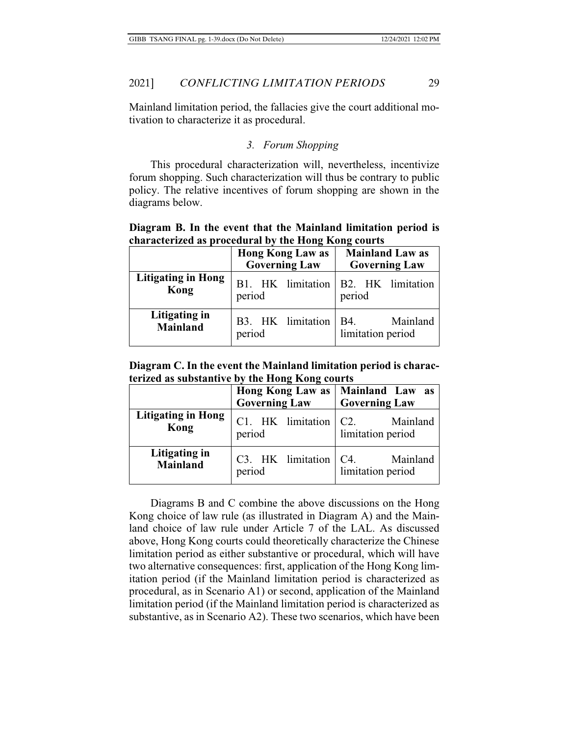Mainland limitation period, the fallacies give the court additional motivation to characterize it as procedural.

### *3. Forum Shopping*

This procedural characterization will, nevertheless, incentivize forum shopping. Such characterization will thus be contrary to public policy. The relative incentives of forum shopping are shown in the diagrams below.

**Diagram B. In the event that the Mainland limitation period is characterized as procedural by the Hong Kong courts**

| | **Hong Kong Law as Governing Law** | **Mainland Law as Governing Law** |
|---|---|---|
| **Litigating in Hong Kong** | B1. HK limitation period | B2. HK limitation period |
| **Litigating in Mainland** | B3. HK limitation period | B4. Mainland limitation period |

**Diagram C. In the event the Mainland limitation period is characterized as substantive by the Hong Kong courts**

| | **Hong Kong Law as Governing Law** | **Mainland Law as Governing Law** |
|---|---|---|
| **Litigating in Hong Kong** | C1. HK limitation period | C2. Mainland limitation period |
| **Litigating in Mainland** | C3. HK limitation period | C4. Mainland limitation period |

Diagrams B and C combine the above discussions on the Hong Kong choice of law rule (as illustrated in Diagram A) and the Mainland choice of law rule under Article 7 of the LAL. As discussed above, Hong Kong courts could theoretically characterize the Chinese limitation period as either substantive or procedural, which will have two alternative consequences: first, application of the Hong Kong limitation period (if the Mainland limitation period is characterized as procedural, as in Scenario A1) or second, application of the Mainland limitation period (if the Mainland limitation period is characterized as substantive, as in Scenario A2). These two scenarios, which have been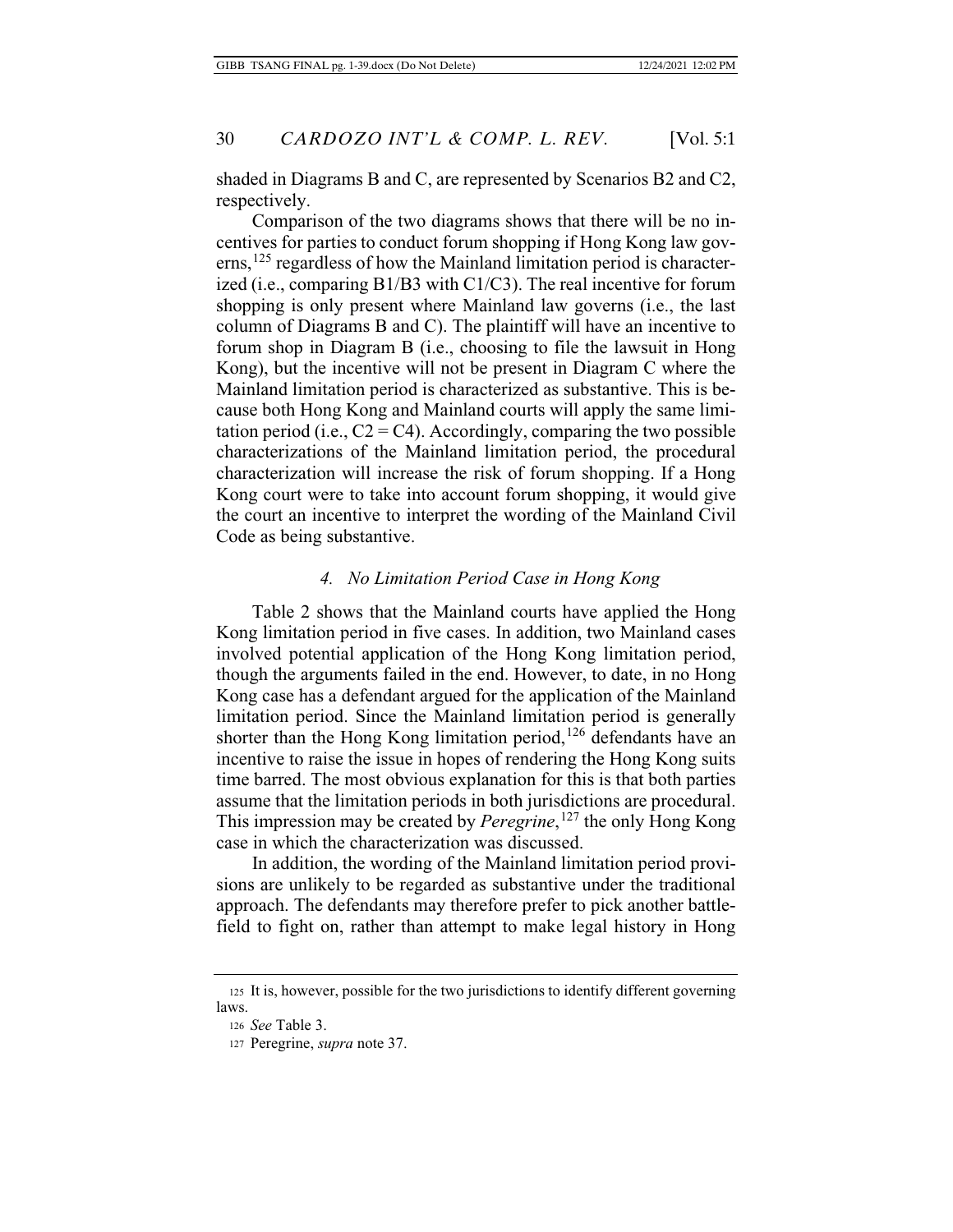shaded in Diagrams B and C, are represented by Scenarios B2 and C2, respectively.

Comparison of the two diagrams shows that there will be no incentives for parties to conduct forum shopping if Hong Kong law governs,[125] regardless of how the Mainland limitation period is characterized (i.e., comparing B1/B3 with C1/C3). The real incentive for forum shopping is only present where Mainland law governs (i.e., the last column of Diagrams B and C). The plaintiff will have an incentive to forum shop in Diagram B (i.e., choosing to file the lawsuit in Hong Kong), but the incentive will not be present in Diagram C where the Mainland limitation period is characterized as substantive. This is because both Hong Kong and Mainland courts will apply the same limitation period (i.e., C2 = C4). Accordingly, comparing the two possible characterizations of the Mainland limitation period, the procedural characterization will increase the risk of forum shopping. If a Hong Kong court were to take into account forum shopping, it would give the court an incentive to interpret the wording of the Mainland Civil Code as being substantive.

#### *4. No Limitation Period Case in Hong Kong*

Table 2 shows that the Mainland courts have applied the Hong Kong limitation period in five cases. In addition, two Mainland cases involved potential application of the Hong Kong limitation period, though the arguments failed in the end. However, to date, in no Hong Kong case has a defendant argued for the application of the Mainland limitation period. Since the Mainland limitation period is generally shorter than the Hong Kong limitation period,[126] defendants have an incentive to raise the issue in hopes of rendering the Hong Kong suits time barred. The most obvious explanation for this is that both parties assume that the limitation periods in both jurisdictions are procedural. This impression may be created by *Peregrine*,[127] the only Hong Kong case in which the characterization was discussed.

In addition, the wording of the Mainland limitation period provisions are unlikely to be regarded as substantive under the traditional approach. The defendants may therefore prefer to pick another battlefield to fight on, rather than attempt to make legal history in Hong

---

125 It is, however, possible for the two jurisdictions to identify different governing laws.

126 *See* Table 3.

127 Peregrine, *supra* note 37.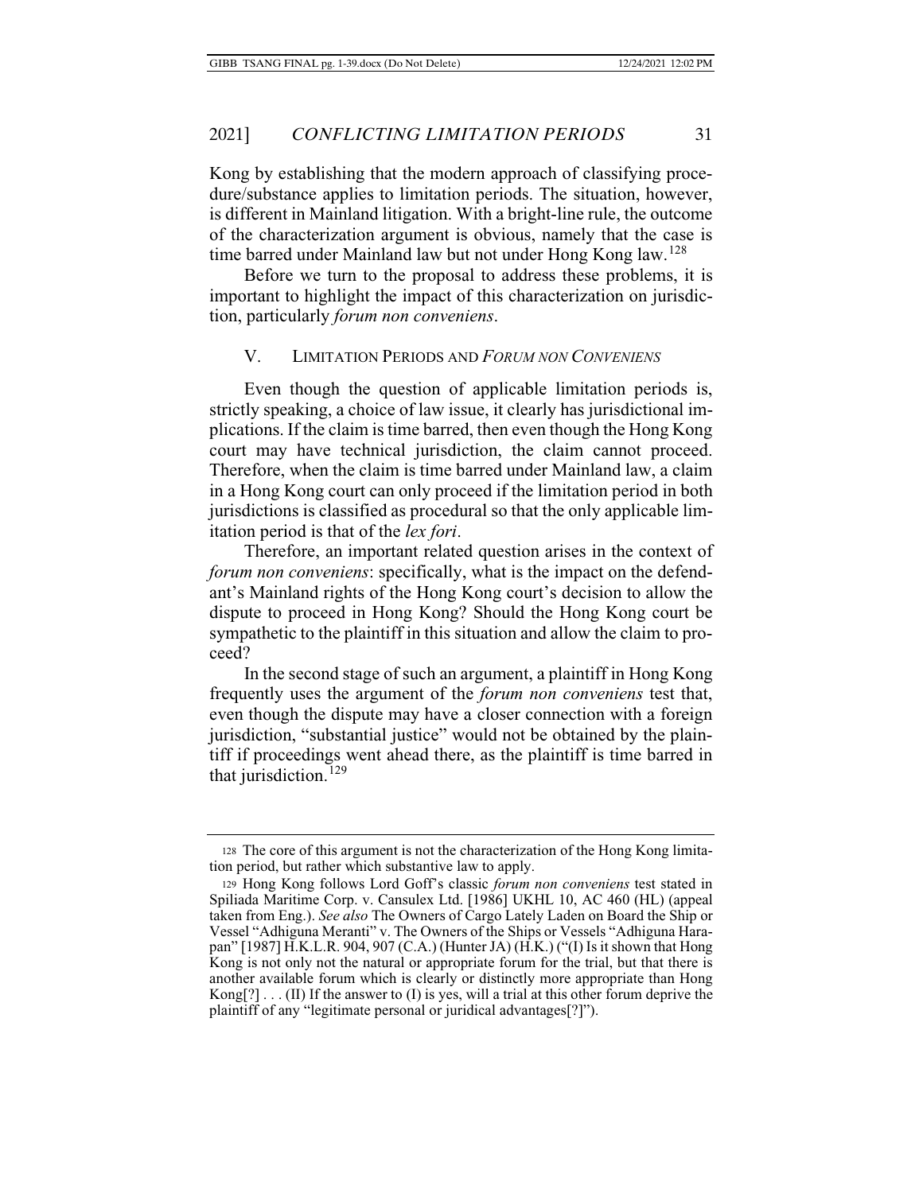Kong by establishing that the modern approach of classifying procedure/substance applies to limitation periods. The situation, however, is different in Mainland litigation. With a bright-line rule, the outcome of the characterization argument is obvious, namely that the case is time barred under Mainland law but not under Hong Kong law.[128]

Before we turn to the proposal to address these problems, it is important to highlight the impact of this characterization on jurisdiction, particularly *forum non conveniens*.

## V. LIMITATION PERIODS AND *FORUM NON CONVENIENS*

Even though the question of applicable limitation periods is, strictly speaking, a choice of law issue, it clearly has jurisdictional implications. If the claim is time barred, then even though the Hong Kong court may have technical jurisdiction, the claim cannot proceed. Therefore, when the claim is time barred under Mainland law, a claim in a Hong Kong court can only proceed if the limitation period in both jurisdictions is classified as procedural so that the only applicable limitation period is that of the *lex fori*.

Therefore, an important related question arises in the context of *forum non conveniens*: specifically, what is the impact on the defendant's Mainland rights of the Hong Kong court's decision to allow the dispute to proceed in Hong Kong? Should the Hong Kong court be sympathetic to the plaintiff in this situation and allow the claim to proceed?

In the second stage of such an argument, a plaintiff in Hong Kong frequently uses the argument of the *forum non conveniens* test that, even though the dispute may have a closer connection with a foreign jurisdiction, "substantial justice" would not be obtained by the plaintiff if proceedings went ahead there, as the plaintiff is time barred in that jurisdiction.[129]

---

128 The core of this argument is not the characterization of the Hong Kong limitation period, but rather which substantive law to apply.

129 Hong Kong follows Lord Goff's classic *forum non conveniens* test stated in Spiliada Maritime Corp. v. Cansulex Ltd. [1986] UKHL 10, AC 460 (HL) (appeal taken from Eng.). *See also* The Owners of Cargo Lately Laden on Board the Ship or Vessel "Adhiguna Meranti" v. The Owners of the Ships or Vessels "Adhiguna Harapan" [1987] H.K.L.R. 904, 907 (C.A.) (Hunter JA) (H.K.) ("(I) Is it shown that Hong Kong is not only not the natural or appropriate forum for the trial, but that there is another available forum which is clearly or distinctly more appropriate than Hong Kong[?] . . . (II) If the answer to (I) is yes, will a trial at this other forum deprive the plaintiff of any "legitimate personal or juridical advantages[?]").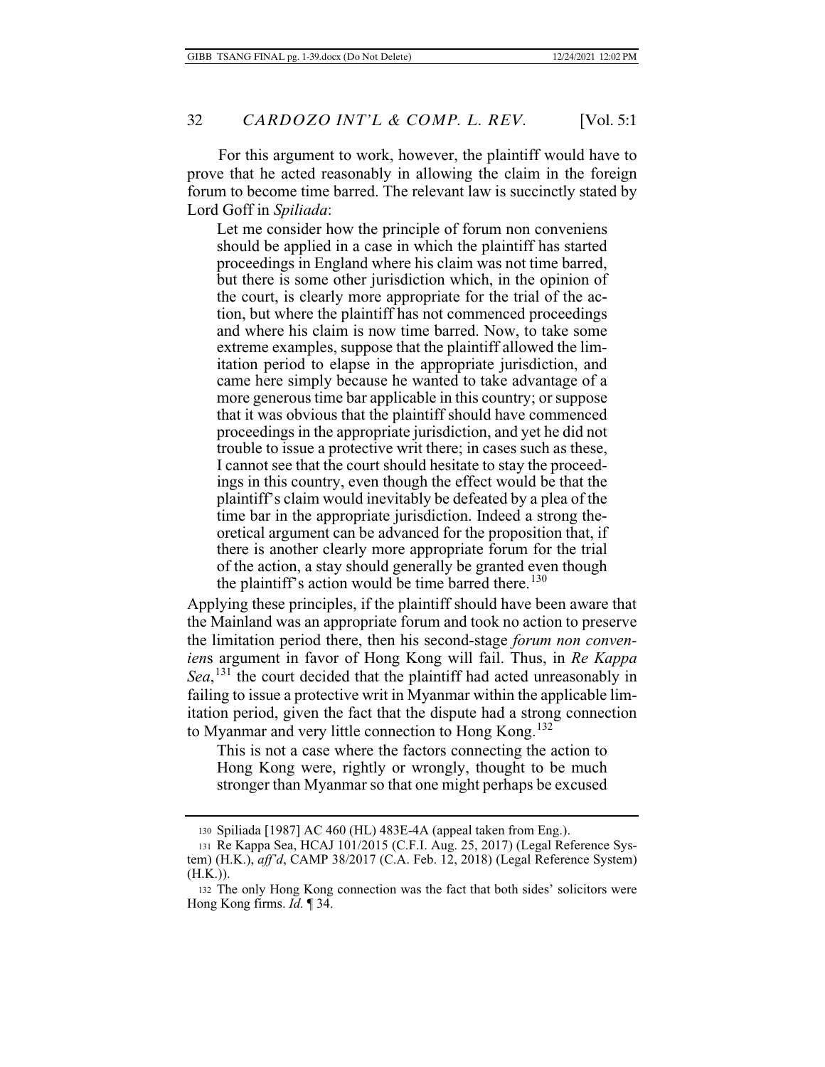For this argument to work, however, the plaintiff would have to prove that he acted reasonably in allowing the claim in the foreign forum to become time barred. The relevant law is succinctly stated by Lord Goff in *Spiliada*:

> Let me consider how the principle of forum non conveniens should be applied in a case in which the plaintiff has started proceedings in England where his claim was not time barred, but there is some other jurisdiction which, in the opinion of the court, is clearly more appropriate for the trial of the action, but where the plaintiff has not commenced proceedings and where his claim is now time barred. Now, to take some extreme examples, suppose that the plaintiff allowed the limitation period to elapse in the appropriate jurisdiction, and came here simply because he wanted to take advantage of a more generous time bar applicable in this country; or suppose that it was obvious that the plaintiff should have commenced proceedings in the appropriate jurisdiction, and yet he did not trouble to issue a protective writ there; in cases such as these, I cannot see that the court should hesitate to stay the proceedings in this country, even though the effect would be that the plaintiff's claim would inevitably be defeated by a plea of the time bar in the appropriate jurisdiction. Indeed a strong theoretical argument can be advanced for the proposition that, if there is another clearly more appropriate forum for the trial of the action, a stay should generally be granted even though the plaintiff's action would be time barred there.[130]

Applying these principles, if the plaintiff should have been aware that the Mainland was an appropriate forum and took no action to preserve the limitation period there, then his second-stage *forum non conveniens* argument in favor of Hong Kong will fail. Thus, in *Re Kappa Sea*,[131] the court decided that the plaintiff had acted unreasonably in failing to issue a protective writ in Myanmar within the applicable limitation period, given the fact that the dispute had a strong connection to Myanmar and very little connection to Hong Kong.[132]

> This is not a case where the factors connecting the action to Hong Kong were, rightly or wrongly, thought to be much stronger than Myanmar so that one might perhaps be excused

---

130 Spiliada [1987] AC 460 (HL) 483E-4A (appeal taken from Eng.).

131 Re Kappa Sea, HCAJ 101/2015 (C.F.I. Aug. 25, 2017) (Legal Reference System) (H.K.), *aff'd*, CAMP 38/2017 (C.A. Feb. 12, 2018) (Legal Reference System) (H.K.)).

132 The only Hong Kong connection was the fact that both sides' solicitors were Hong Kong firms. *Id.* ¶ 34.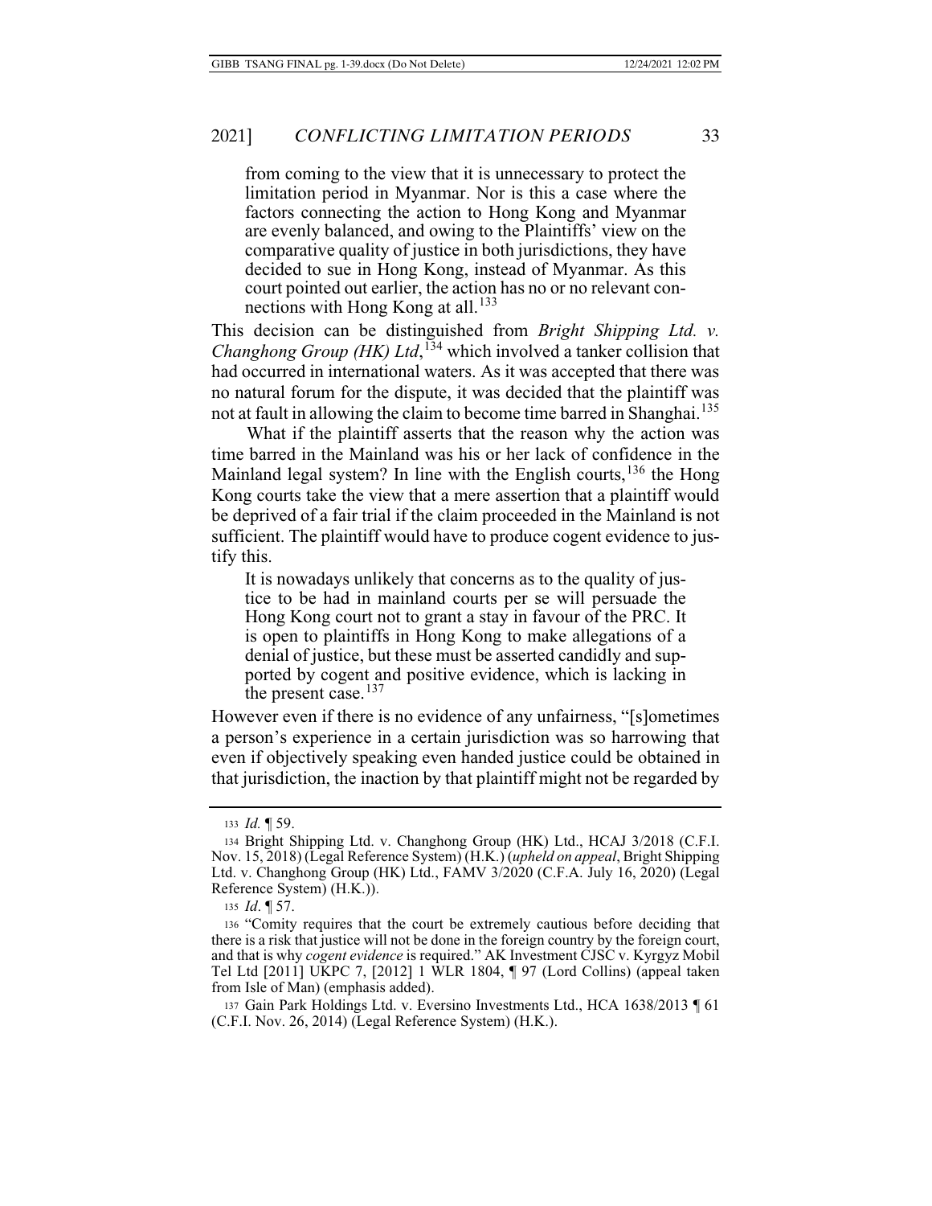> from coming to the view that it is unnecessary to protect the limitation period in Myanmar. Nor is this a case where the factors connecting the action to Hong Kong and Myanmar are evenly balanced, and owing to the Plaintiffs' view on the comparative quality of justice in both jurisdictions, they have decided to sue in Hong Kong, instead of Myanmar. As this court pointed out earlier, the action has no or no relevant connections with Hong Kong at all.[133]

This decision can be distinguished from *Bright Shipping Ltd. v. Changhong Group (HK) Ltd*,[134] which involved a tanker collision that had occurred in international waters. As it was accepted that there was no natural forum for the dispute, it was decided that the plaintiff was not at fault in allowing the claim to become time barred in Shanghai.[135]

What if the plaintiff asserts that the reason why the action was time barred in the Mainland was his or her lack of confidence in the Mainland legal system? In line with the English courts,[136] the Hong Kong courts take the view that a mere assertion that a plaintiff would be deprived of a fair trial if the claim proceeded in the Mainland is not sufficient. The plaintiff would have to produce cogent evidence to justify this.

> It is nowadays unlikely that concerns as to the quality of justice to be had in mainland courts per se will persuade the Hong Kong court not to grant a stay in favour of the PRC. It is open to plaintiffs in Hong Kong to make allegations of a denial of justice, but these must be asserted candidly and supported by cogent and positive evidence, which is lacking in the present case.[137]

However even if there is no evidence of any unfairness, "[s]ometimes a person's experience in a certain jurisdiction was so harrowing that even if objectively speaking even handed justice could be obtained in that jurisdiction, the inaction by that plaintiff might not be regarded by

---

133 *Id.* ¶ 59.

134 Bright Shipping Ltd. v. Changhong Group (HK) Ltd., HCAJ 3/2018 (C.F.I. Nov. 15, 2018) (Legal Reference System) (H.K.) (*upheld on appeal*, Bright Shipping Ltd. v. Changhong Group (HK) Ltd., FAMV 3/2020 (C.F.A. July 16, 2020) (Legal Reference System) (H.K.)).

135 *Id*. ¶ 57.

136 "Comity requires that the court be extremely cautious before deciding that there is a risk that justice will not be done in the foreign country by the foreign court, and that is why *cogent evidence* is required." AK Investment CJSC v. Kyrgyz Mobil Tel Ltd [2011] UKPC 7, [2012] 1 WLR 1804, ¶ 97 (Lord Collins) (appeal taken from Isle of Man) (emphasis added).

137 Gain Park Holdings Ltd. v. Eversino Investments Ltd., HCA 1638/2013 ¶ 61 (C.F.I. Nov. 26, 2014) (Legal Reference System) (H.K.).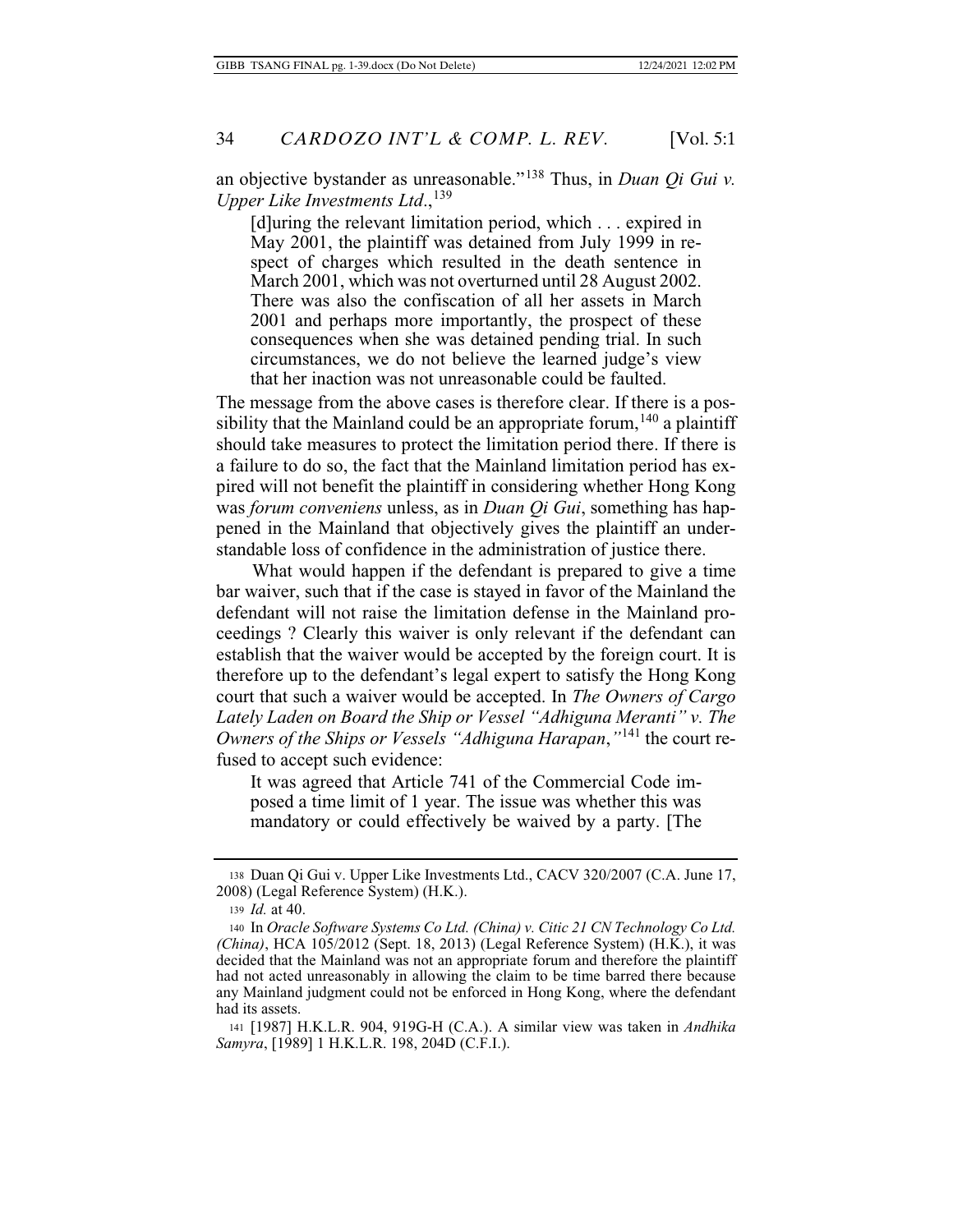an objective bystander as unreasonable."[138] Thus, in *Duan Qi Gui v. Upper Like Investments Ltd*.,[139]

> [d]uring the relevant limitation period, which . . . expired in May 2001, the plaintiff was detained from July 1999 in respect of charges which resulted in the death sentence in March 2001, which was not overturned until 28 August 2002. There was also the confiscation of all her assets in March 2001 and perhaps more importantly, the prospect of these consequences when she was detained pending trial. In such circumstances, we do not believe the learned judge's view that her inaction was not unreasonable could be faulted.

The message from the above cases is therefore clear. If there is a possibility that the Mainland could be an appropriate forum,[140] a plaintiff should take measures to protect the limitation period there. If there is a failure to do so, the fact that the Mainland limitation period has expired will not benefit the plaintiff in considering whether Hong Kong was *forum conveniens* unless, as in *Duan Qi Gui*, something has happened in the Mainland that objectively gives the plaintiff an understandable loss of confidence in the administration of justice there.

What would happen if the defendant is prepared to give a time bar waiver, such that if the case is stayed in favor of the Mainland the defendant will not raise the limitation defense in the Mainland proceedings ? Clearly this waiver is only relevant if the defendant can establish that the waiver would be accepted by the foreign court. It is therefore up to the defendant's legal expert to satisfy the Hong Kong court that such a waiver would be accepted. In *The Owners of Cargo Lately Laden on Board the Ship or Vessel "Adhiguna Meranti" v. The Owners of the Ships or Vessels "Adhiguna Harapan*,*"*[141] the court refused to accept such evidence:

> It was agreed that Article 741 of the Commercial Code imposed a time limit of 1 year. The issue was whether this was mandatory or could effectively be waived by a party. [The

---

138 Duan Qi Gui v. Upper Like Investments Ltd., CACV 320/2007 (C.A. June 17, 2008) (Legal Reference System) (H.K.).

139 *Id.* at 40.

140 In *Oracle Software Systems Co Ltd. (China) v. Citic 21 CN Technology Co Ltd. (China)*, HCA 105/2012 (Sept. 18, 2013) (Legal Reference System) (H.K.), it was decided that the Mainland was not an appropriate forum and therefore the plaintiff had not acted unreasonably in allowing the claim to be time barred there because any Mainland judgment could not be enforced in Hong Kong, where the defendant had its assets.

141 [1987] H.K.L.R. 904, 919G-H (C.A.). A similar view was taken in *Andhika Samyra*, [1989] 1 H.K.L.R. 198, 204D (C.F.I.).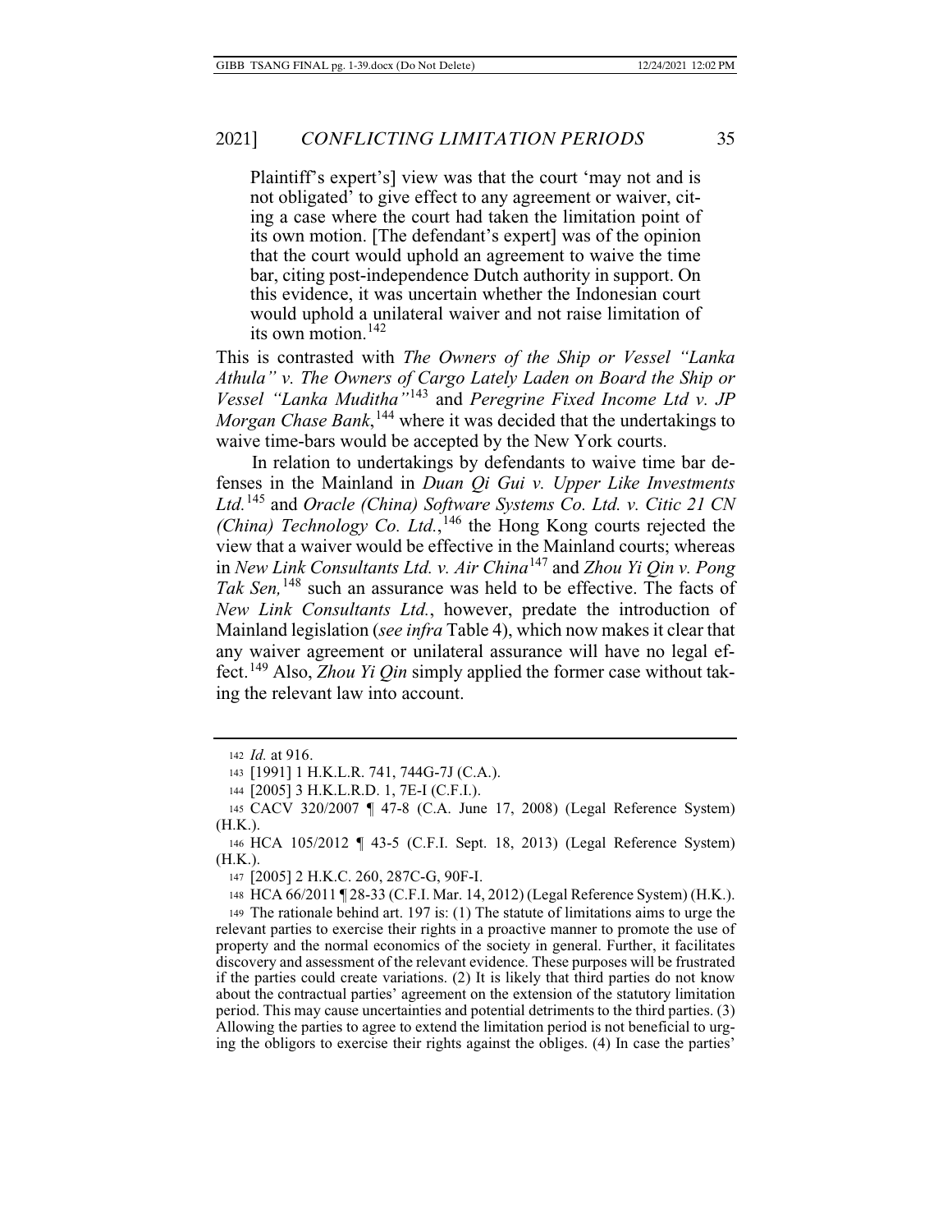> Plaintiff's expert's] view was that the court 'may not and is not obligated' to give effect to any agreement or waiver, citing a case where the court had taken the limitation point of its own motion. [The defendant's expert] was of the opinion that the court would uphold an agreement to waive the time bar, citing post-independence Dutch authority in support. On this evidence, it was uncertain whether the Indonesian court would uphold a unilateral waiver and not raise limitation of its own motion.[142]

This is contrasted with *The Owners of the Ship or Vessel "Lanka Athula" v. The Owners of Cargo Lately Laden on Board the Ship or Vessel "Lanka Muditha"*[143] and *Peregrine Fixed Income Ltd v. JP Morgan Chase Bank*,[144] where it was decided that the undertakings to waive time-bars would be accepted by the New York courts.

In relation to undertakings by defendants to waive time bar defenses in the Mainland in *Duan Qi Gui v. Upper Like Investments Ltd.*[145] and *Oracle (China) Software Systems Co. Ltd. v. Citic 21 CN (China) Technology Co. Ltd.*,[146] the Hong Kong courts rejected the view that a waiver would be effective in the Mainland courts; whereas in *New Link Consultants Ltd. v. Air China*[147] and *Zhou Yi Qin v. Pong Tak Sen,*[148] such an assurance was held to be effective. The facts of *New Link Consultants Ltd.*, however, predate the introduction of Mainland legislation (*see infra* Table 4), which now makes it clear that any waiver agreement or unilateral assurance will have no legal effect.[149] Also, *Zhou Yi Qin* simply applied the former case without taking the relevant law into account.

---

142 *Id.* at 916.

143 [1991] 1 H.K.L.R. 741, 744G-7J (C.A.).

144 [2005] 3 H.K.L.R.D. 1, 7E-I (C.F.I.).

145 CACV 320/2007 ¶ 47-8 (C.A. June 17, 2008) (Legal Reference System) (H.K.).

146 HCA 105/2012 ¶ 43-5 (C.F.I. Sept. 18, 2013) (Legal Reference System) (H.K.).

147 [2005] 2 H.K.C. 260, 287C-G, 90F-I.

148 HCA 66/2011 ¶ 28-33 (C.F.I. Mar. 14, 2012) (Legal Reference System) (H.K.).

149 The rationale behind art. 197 is: (1) The statute of limitations aims to urge the relevant parties to exercise their rights in a proactive manner to promote the use of property and the normal economics of the society in general. Further, it facilitates discovery and assessment of the relevant evidence. These purposes will be frustrated if the parties could create variations. (2) It is likely that third parties do not know about the contractual parties' agreement on the extension of the statutory limitation period. This may cause uncertainties and potential detriments to the third parties. (3) Allowing the parties to agree to extend the limitation period is not beneficial to urging the obligors to exercise their rights against the obliges. (4) In case the parties'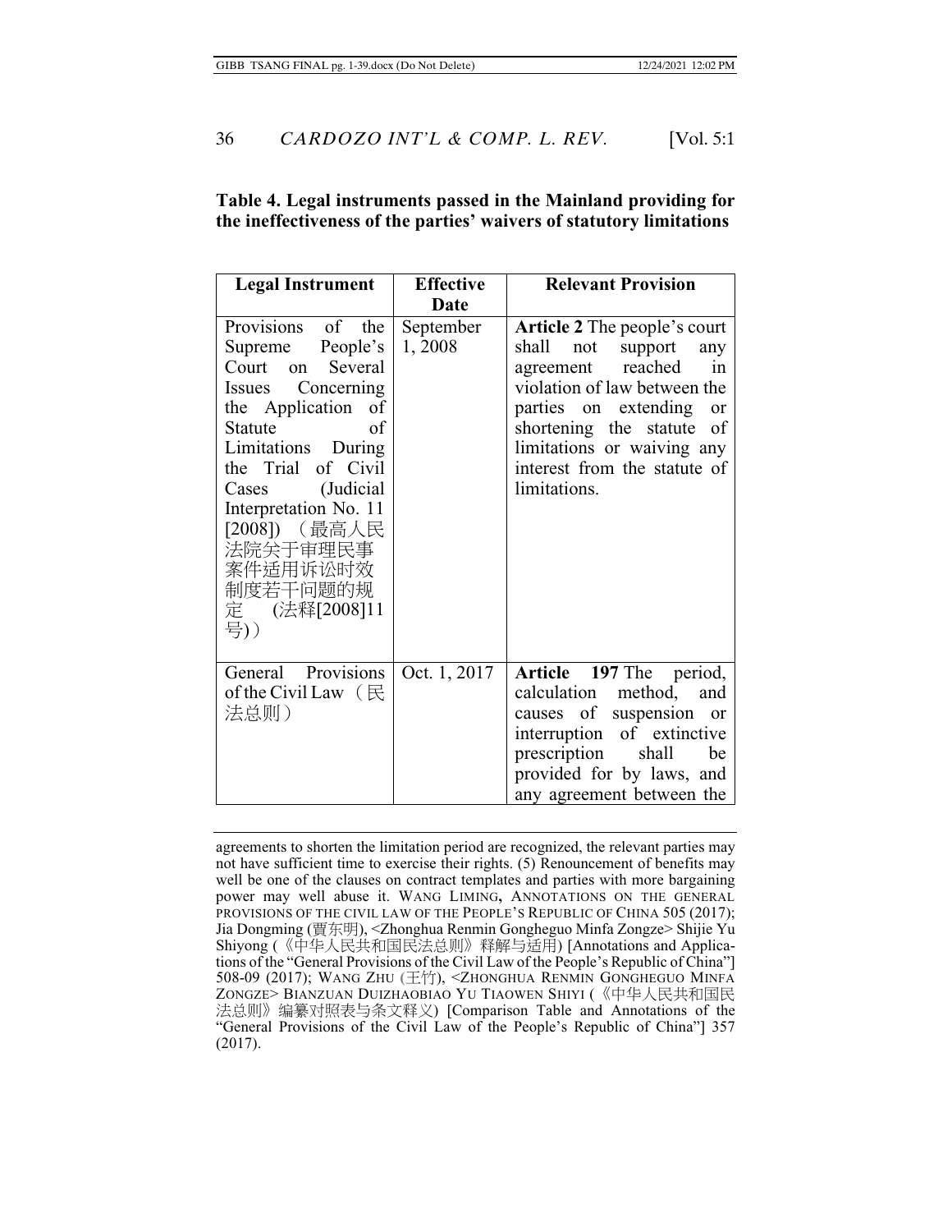**Table 4. Legal instruments passed in the Mainland providing for the ineffectiveness of the parties' waivers of statutory limitations**

| Legal Instrument | Effective Date | Relevant Provision |
|---|---|---|
| Provisions of the Supreme People's Court on Several Issues Concerning the Application of Statute of Limitations During the Trial of Civil Cases (Judicial Interpretation No. 11 [2008]) （最高人民法院关于审理民事案件适用诉讼时效制度若干问题的规定 (法释[2008]11号)） | September 1, 2008 | **Article 2** The people's court shall not support any agreement reached in violation of law between the parties on extending or shortening the statute of limitations or waiving any interest from the statute of limitations. |
| General Provisions of the Civil Law（民法总则） | Oct. 1, 2017 | **Article 197** The period, calculation method, and causes of suspension or interruption of extinctive prescription shall be provided for by laws, and any agreement between the |

agreements to shorten the limitation period are recognized, the relevant parties may not have sufficient time to exercise their rights. (5) Renouncement of benefits may well be one of the clauses on contract templates and parties with more bargaining power may well abuse it. WANG LIMING, ANNOTATIONS ON THE GENERAL PROVISIONS OF THE CIVIL LAW OF THE PEOPLE'S REPUBLIC OF CHINA 505 (2017); Jia Dongming (賈东明), <Zhonghua Renmin Gongheguo Minfa Zongze> Shijie Yu Shiyong (《中华人民共和国民法总则》释解与适用) [Annotations and Applications of the "General Provisions of the Civil Law of the People's Republic of China"] 508-09 (2017); WANG ZHU (王竹), <ZHONGHUA RENMIN GONGHEGUO MINFA ZONGZE> BIANZUAN DUIZHAOBIAO YU TIAOWEN SHIYI (《中华人民共和国民法总则》编纂对照表与条文释义) [Comparison Table and Annotations of the "General Provisions of the Civil Law of the People's Republic of China"] 357 (2017).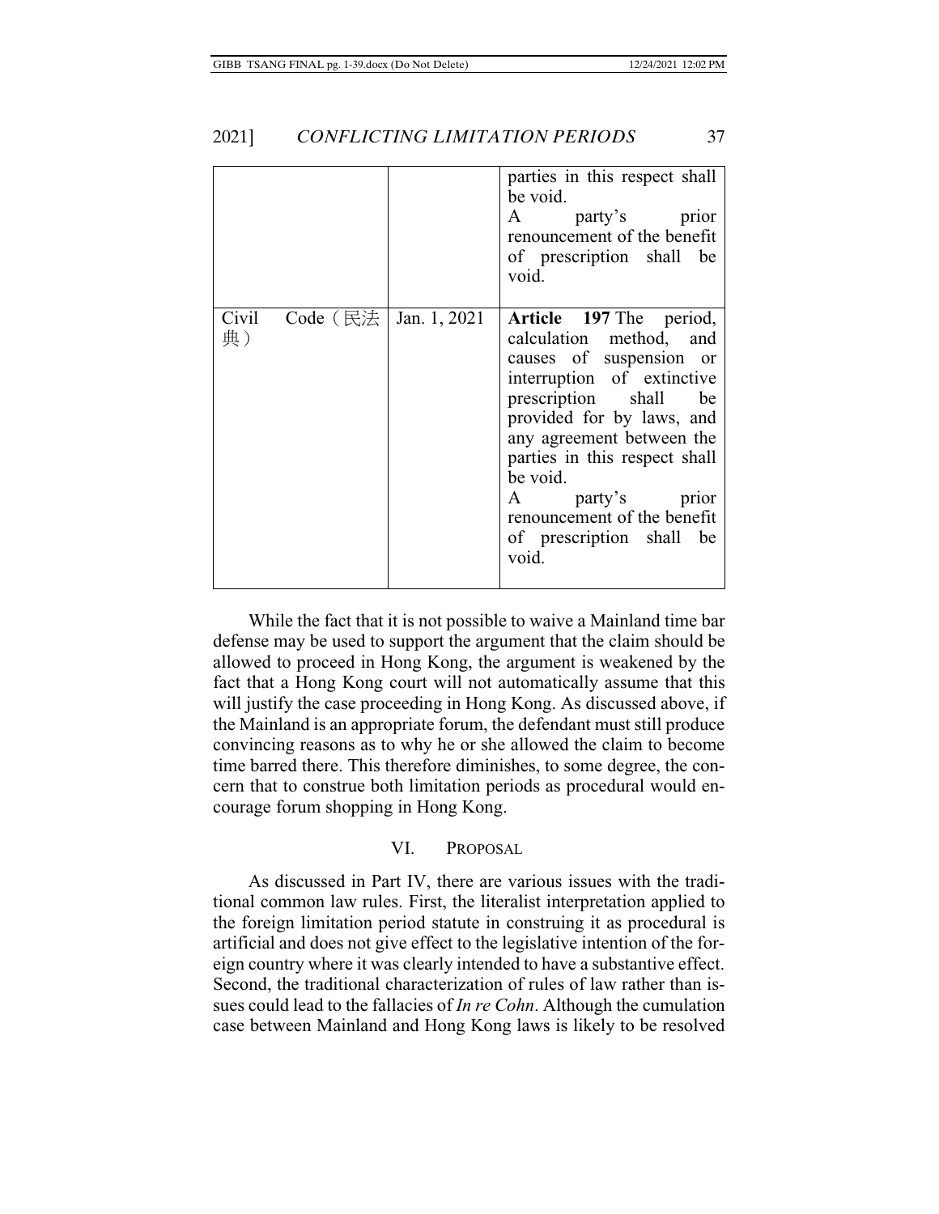| | | |
|---|---|---|
| | | parties in this respect shall be void.<br>A party's prior renouncement of the benefit of prescription shall be void. |
| Civil Code（民法典） | Jan. 1, 2021 | **Article 197** The period, calculation method, and causes of suspension or interruption of extinctive prescription shall be provided for by laws, and any agreement between the parties in this respect shall be void.<br>A party's prior renouncement of the benefit of prescription shall be void. |

While the fact that it is not possible to waive a Mainland time bar defense may be used to support the argument that the claim should be allowed to proceed in Hong Kong, the argument is weakened by the fact that a Hong Kong court will not automatically assume that this will justify the case proceeding in Hong Kong. As discussed above, if the Mainland is an appropriate forum, the defendant must still produce convincing reasons as to why he or she allowed the claim to become time barred there. This therefore diminishes, to some degree, the concern that to construe both limitation periods as procedural would encourage forum shopping in Hong Kong.

## VI. PROPOSAL

As discussed in Part IV, there are various issues with the traditional common law rules. First, the literalist interpretation applied to the foreign limitation period statute in construing it as procedural is artificial and does not give effect to the legislative intention of the foreign country where it was clearly intended to have a substantive effect. Second, the traditional characterization of rules of law rather than issues could lead to the fallacies of *In re Cohn*. Although the cumulation case between Mainland and Hong Kong laws is likely to be resolved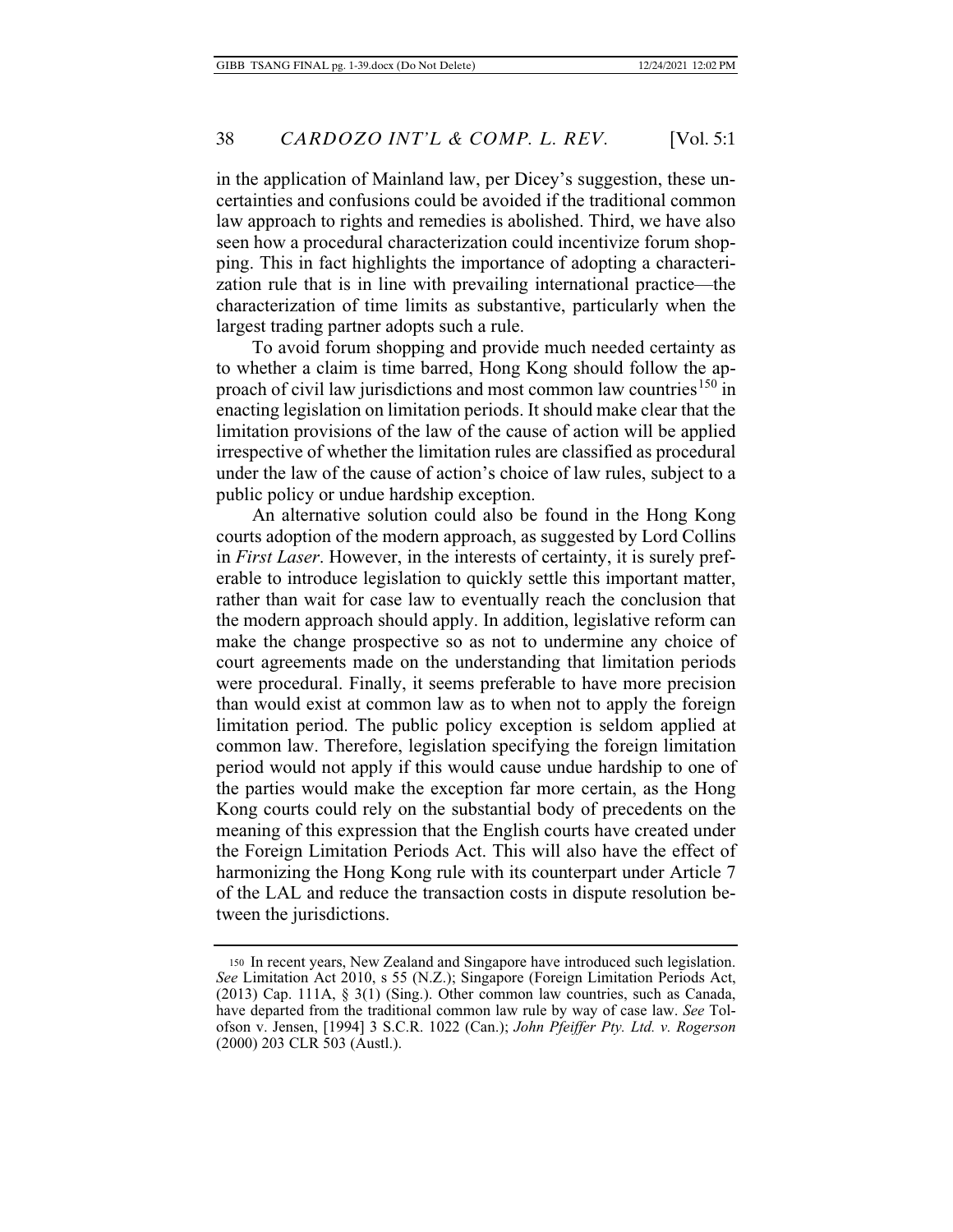in the application of Mainland law, per Dicey's suggestion, these uncertainties and confusions could be avoided if the traditional common law approach to rights and remedies is abolished. Third, we have also seen how a procedural characterization could incentivize forum shopping. This in fact highlights the importance of adopting a characterization rule that is in line with prevailing international practice—the characterization of time limits as substantive, particularly when the largest trading partner adopts such a rule.

To avoid forum shopping and provide much needed certainty as to whether a claim is time barred, Hong Kong should follow the approach of civil law jurisdictions and most common law countries[150] in enacting legislation on limitation periods. It should make clear that the limitation provisions of the law of the cause of action will be applied irrespective of whether the limitation rules are classified as procedural under the law of the cause of action's choice of law rules, subject to a public policy or undue hardship exception.

An alternative solution could also be found in the Hong Kong courts adoption of the modern approach, as suggested by Lord Collins in *First Laser*. However, in the interests of certainty, it is surely preferable to introduce legislation to quickly settle this important matter, rather than wait for case law to eventually reach the conclusion that the modern approach should apply. In addition, legislative reform can make the change prospective so as not to undermine any choice of court agreements made on the understanding that limitation periods were procedural. Finally, it seems preferable to have more precision than would exist at common law as to when not to apply the foreign limitation period. The public policy exception is seldom applied at common law. Therefore, legislation specifying the foreign limitation period would not apply if this would cause undue hardship to one of the parties would make the exception far more certain, as the Hong Kong courts could rely on the substantial body of precedents on the meaning of this expression that the English courts have created under the Foreign Limitation Periods Act. This will also have the effect of harmonizing the Hong Kong rule with its counterpart under Article 7 of the LAL and reduce the transaction costs in dispute resolution between the jurisdictions.

---

[150] In recent years, New Zealand and Singapore have introduced such legislation. *See* Limitation Act 2010, s 55 (N.Z.); Singapore (Foreign Limitation Periods Act, (2013) Cap. 111A, § 3(1) (Sing.). Other common law countries, such as Canada, have departed from the traditional common law rule by way of case law. *See* Tolofson v. Jensen, [1994] 3 S.C.R. 1022 (Can.); *John Pfeiffer Pty. Ltd. v. Rogerson* (2000) 203 CLR 503 (Austl.).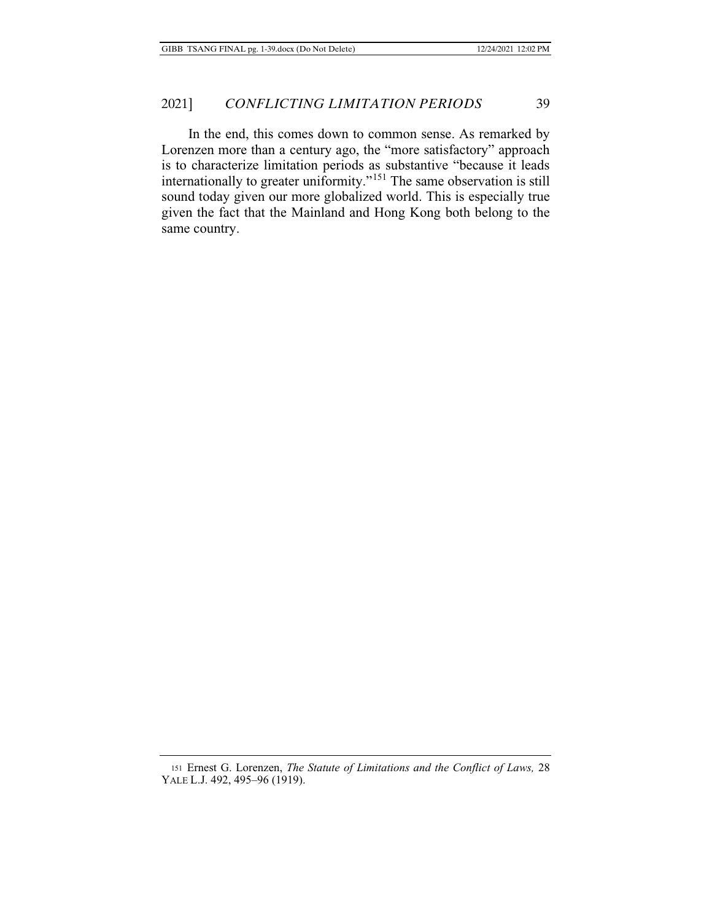In the end, this comes down to common sense. As remarked by Lorenzen more than a century ago, the "more satisfactory" approach is to characterize limitation periods as substantive "because it leads internationally to greater uniformity."[151] The same observation is still sound today given our more globalized world. This is especially true given the fact that the Mainland and Hong Kong both belong to the same country.

---

151 Ernest G. Lorenzen, *The Statute of Limitations and the Conflict of Laws,* 28 YALE L.J. 492, 495–96 (1919).